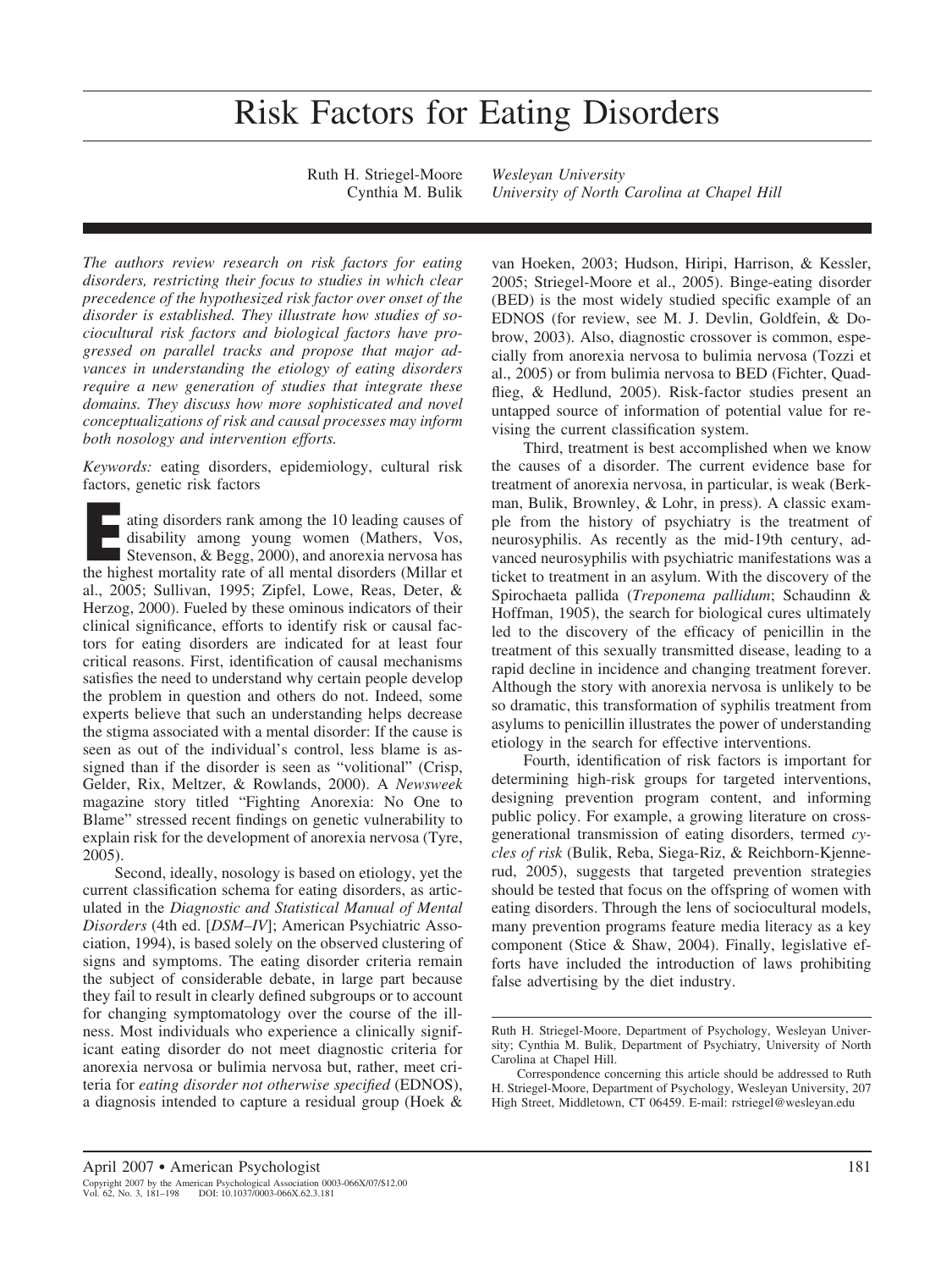# Risk Factors for Eating Disorders

Ruth H. Striegel-Moore — *Wesleyan University*
Cynthia M. Bulik — *University of North Carolina at Chapel Hill*

*The authors review research on risk factors for eating disorders, restricting their focus to studies in which clear precedence of the hypothesized risk factor over onset of the disorder is established. They illustrate how studies of sociocultural risk factors and biological factors have progressed on parallel tracks and propose that major advances in understanding the etiology of eating disorders require a new generation of studies that integrate these domains. They discuss how more sophisticated and novel conceptualizations of risk and causal processes may inform both nosology and intervention efforts.*

*Keywords:* eating disorders, epidemiology, cultural risk factors, genetic risk factors

Eating disorders rank among the 10 leading causes of disability among young women (Mathers, Vos, Stevenson, & Begg, 2000), and anorexia nervosa has the highest mortality rate of all mental disorders (Millar et al., 2005; Sullivan, 1995; Zipfel, Lowe, Reas, Deter, & Herzog, 2000). Fueled by these ominous indicators of their clinical significance, efforts to identify risk or causal factors for eating disorders are indicated for at least four critical reasons. First, identification of causal mechanisms satisfies the need to understand why certain people develop the problem in question and others do not. Indeed, some experts believe that such an understanding helps decrease the stigma associated with a mental disorder: If the cause is seen as out of the individual's control, less blame is assigned than if the disorder is seen as "volitional" (Crisp, Gelder, Rix, Meltzer, & Rowlands, 2000). A *Newsweek* magazine story titled "Fighting Anorexia: No One to Blame" stressed recent findings on genetic vulnerability to explain risk for the development of anorexia nervosa (Tyre, 2005).

Second, ideally, nosology is based on etiology, yet the current classification schema for eating disorders, as articulated in the *Diagnostic and Statistical Manual of Mental Disorders* (4th ed. [*DSM–IV*]; American Psychiatric Association, 1994), is based solely on the observed clustering of signs and symptoms. The eating disorder criteria remain the subject of considerable debate, in large part because they fail to result in clearly defined subgroups or to account for changing symptomatology over the course of the illness. Most individuals who experience a clinically significant eating disorder do not meet diagnostic criteria for anorexia nervosa or bulimia nervosa but, rather, meet criteria for *eating disorder not otherwise specified* (EDNOS), a diagnosis intended to capture a residual group (Hoek & van Hoeken, 2003; Hudson, Hiripi, Harrison, & Kessler, 2005; Striegel-Moore et al., 2005). Binge-eating disorder (BED) is the most widely studied specific example of an EDNOS (for review, see M. J. Devlin, Goldfein, & Dobrow, 2003). Also, diagnostic crossover is common, especially from anorexia nervosa to bulimia nervosa (Tozzi et al., 2005) or from bulimia nervosa to BED (Fichter, Quadflieg, & Hedlund, 2005). Risk-factor studies present an untapped source of information of potential value for revising the current classification system.

Third, treatment is best accomplished when we know the causes of a disorder. The current evidence base for treatment of anorexia nervosa, in particular, is weak (Berkman, Bulik, Brownley, & Lohr, in press). A classic example from the history of psychiatry is the treatment of neurosyphilis. As recently as the mid-19th century, advanced neurosyphilis with psychiatric manifestations was a ticket to treatment in an asylum. With the discovery of the Spirochaeta pallida (*Treponema pallidum*; Schaudinn & Hoffman, 1905), the search for biological cures ultimately led to the discovery of the efficacy of penicillin in the treatment of this sexually transmitted disease, leading to a rapid decline in incidence and changing treatment forever. Although the story with anorexia nervosa is unlikely to be so dramatic, this transformation of syphilis treatment from asylums to penicillin illustrates the power of understanding etiology in the search for effective interventions.

Fourth, identification of risk factors is important for determining high-risk groups for targeted interventions, designing prevention program content, and informing public policy. For example, a growing literature on cross-generational transmission of eating disorders, termed *cycles of risk* (Bulik, Reba, Siega-Riz, & Reichborn-Kjennerud, 2005), suggests that targeted prevention strategies should be tested that focus on the offspring of women with eating disorders. Through the lens of sociocultural models, many prevention programs feature media literacy as a key component (Stice & Shaw, 2004). Finally, legislative efforts have included the introduction of laws prohibiting false advertising by the diet industry.

---

Ruth H. Striegel-Moore, Department of Psychology, Wesleyan University; Cynthia M. Bulik, Department of Psychiatry, University of North Carolina at Chapel Hill.

Correspondence concerning this article should be addressed to Ruth H. Striegel-Moore, Department of Psychology, Wesleyan University, 207 High Street, Middletown, CT 06459. E-mail: rstriegel@wesleyan.edu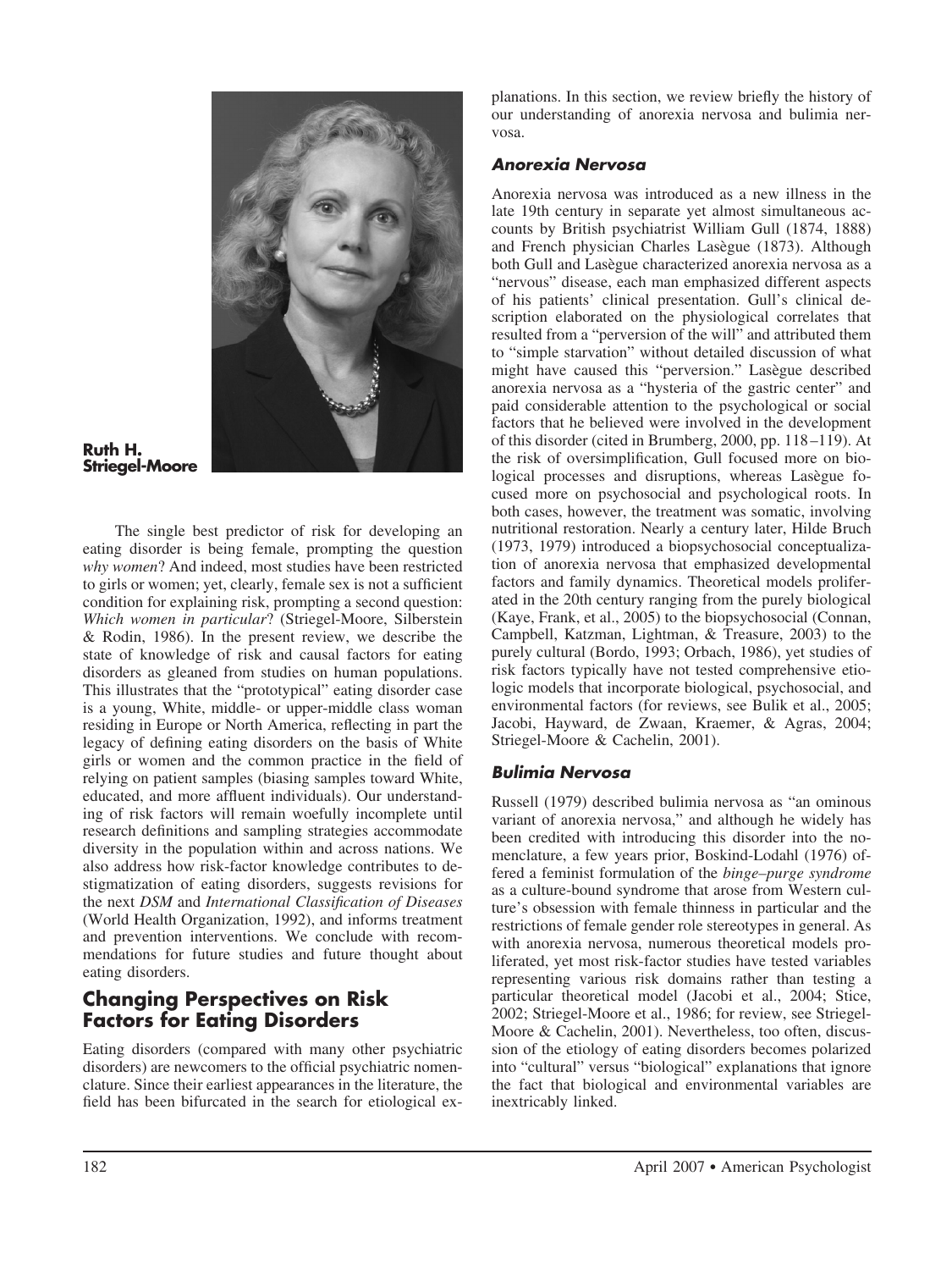Ruth H. Striegel-Moore

The single best predictor of risk for developing an eating disorder is being female, prompting the question *why women*? And indeed, most studies have been restricted to girls or women; yet, clearly, female sex is not a sufficient condition for explaining risk, prompting a second question: *Which women in particular*? (Striegel-Moore, Silberstein & Rodin, 1986). In the present review, we describe the state of knowledge of risk and causal factors for eating disorders as gleaned from studies on human populations. This illustrates that the "prototypical" eating disorder case is a young, White, middle- or upper-middle class woman residing in Europe or North America, reflecting in part the legacy of defining eating disorders on the basis of White girls or women and the common practice in the field of relying on patient samples (biasing samples toward White, educated, and more affluent individuals). Our understanding of risk factors will remain woefully incomplete until research definitions and sampling strategies accommodate diversity in the population within and across nations. We also address how risk-factor knowledge contributes to destigmatization of eating disorders, suggests revisions for the next *DSM* and *International Classification of Diseases* (World Health Organization, 1992), and informs treatment and prevention interventions. We conclude with recommendations for future studies and future thought about eating disorders.

## Changing Perspectives on Risk Factors for Eating Disorders

Eating disorders (compared with many other psychiatric disorders) are newcomers to the official psychiatric nomenclature. Since their earliest appearances in the literature, the field has been bifurcated in the search for etiological explanations. In this section, we review briefly the history of our understanding of anorexia nervosa and bulimia nervosa.

### *Anorexia Nervosa*

Anorexia nervosa was introduced as a new illness in the late 19th century in separate yet almost simultaneous accounts by British psychiatrist William Gull (1874, 1888) and French physician Charles Lasègue (1873). Although both Gull and Lasègue characterized anorexia nervosa as a "nervous" disease, each man emphasized different aspects of his patients' clinical presentation. Gull's clinical description elaborated on the physiological correlates that resulted from a "perversion of the will" and attributed them to "simple starvation" without detailed discussion of what might have caused this "perversion." Lasègue described anorexia nervosa as a "hysteria of the gastric center" and paid considerable attention to the psychological or social factors that he believed were involved in the development of this disorder (cited in Brumberg, 2000, pp. 118–119). At the risk of oversimplification, Gull focused more on biological processes and disruptions, whereas Lasègue focused more on psychosocial and psychological roots. In both cases, however, the treatment was somatic, involving nutritional restoration. Nearly a century later, Hilde Bruch (1973, 1979) introduced a biopsychosocial conceptualization of anorexia nervosa that emphasized developmental factors and family dynamics. Theoretical models proliferated in the 20th century ranging from the purely biological (Kaye, Frank, et al., 2005) to the biopsychosocial (Connan, Campbell, Katzman, Lightman, & Treasure, 2003) to the purely cultural (Bordo, 1993; Orbach, 1986), yet studies of risk factors typically have not tested comprehensive etiologic models that incorporate biological, psychosocial, and environmental factors (for reviews, see Bulik et al., 2005; Jacobi, Hayward, de Zwaan, Kraemer, & Agras, 2004; Striegel-Moore & Cachelin, 2001).

### *Bulimia Nervosa*

Russell (1979) described bulimia nervosa as "an ominous variant of anorexia nervosa," and although he widely has been credited with introducing this disorder into the nomenclature, a few years prior, Boskind-Lodahl (1976) offered a feminist formulation of the *binge–purge syndrome* as a culture-bound syndrome that arose from Western culture's obsession with female thinness in particular and the restrictions of female gender role stereotypes in general. As with anorexia nervosa, numerous theoretical models proliferated, yet most risk-factor studies have tested variables representing various risk domains rather than testing a particular theoretical model (Jacobi et al., 2004; Stice, 2002; Striegel-Moore et al., 1986; for review, see Striegel-Moore & Cachelin, 2001). Nevertheless, too often, discussion of the etiology of eating disorders becomes polarized into "cultural" versus "biological" explanations that ignore the fact that biological and environmental variables are inextricably linked.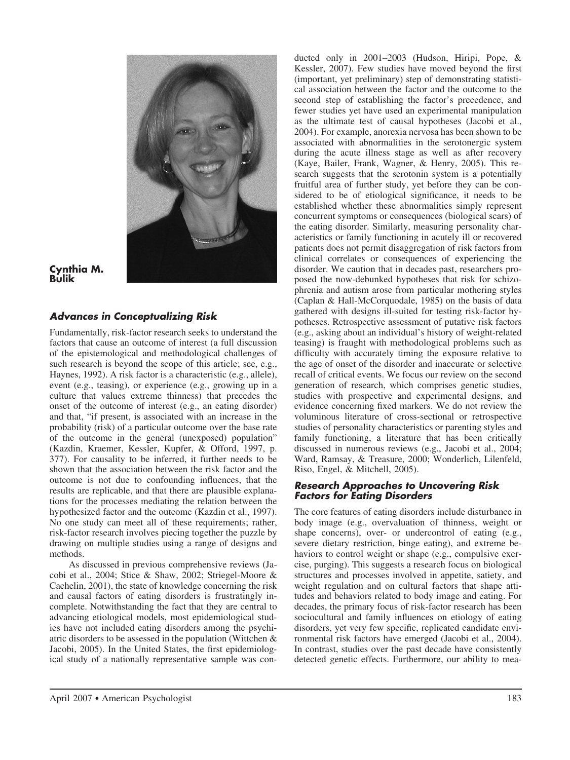Cynthia M. Bulik

### *Advances in Conceptualizing Risk*

Fundamentally, risk-factor research seeks to understand the factors that cause an outcome of interest (a full discussion of the epistemological and methodological challenges of such research is beyond the scope of this article; see, e.g., Haynes, 1992). A risk factor is a characteristic (e.g., allele), event (e.g., teasing), or experience (e.g., growing up in a culture that values extreme thinness) that precedes the onset of the outcome of interest (e.g., an eating disorder) and that, "if present, is associated with an increase in the probability (risk) of a particular outcome over the base rate of the outcome in the general (unexposed) population" (Kazdin, Kraemer, Kessler, Kupfer, & Offord, 1997, p. 377). For causality to be inferred, it further needs to be shown that the association between the risk factor and the outcome is not due to confounding influences, that the results are replicable, and that there are plausible explanations for the processes mediating the relation between the hypothesized factor and the outcome (Kazdin et al., 1997). No one study can meet all of these requirements; rather, risk-factor research involves piecing together the puzzle by drawing on multiple studies using a range of designs and methods.

As discussed in previous comprehensive reviews (Jacobi et al., 2004; Stice & Shaw, 2002; Striegel-Moore & Cachelin, 2001), the state of knowledge concerning the risk and causal factors of eating disorders is frustratingly incomplete. Notwithstanding the fact that they are central to advancing etiological models, most epidemiological studies have not included eating disorders among the psychiatric disorders to be assessed in the population (Wittchen & Jacobi, 2005). In the United States, the first epidemiological study of a nationally representative sample was conducted only in 2001–2003 (Hudson, Hiripi, Pope, & Kessler, 2007). Few studies have moved beyond the first (important, yet preliminary) step of demonstrating statistical association between the factor and the outcome to the second step of establishing the factor's precedence, and fewer studies yet have used an experimental manipulation as the ultimate test of causal hypotheses (Jacobi et al., 2004). For example, anorexia nervosa has been shown to be associated with abnormalities in the serotonergic system during the acute illness stage as well as after recovery (Kaye, Bailer, Frank, Wagner, & Henry, 2005). This research suggests that the serotonin system is a potentially fruitful area of further study, yet before they can be considered to be of etiological significance, it needs to be established whether these abnormalities simply represent concurrent symptoms or consequences (biological scars) of the eating disorder. Similarly, measuring personality characteristics or family functioning in acutely ill or recovered patients does not permit disaggregation of risk factors from clinical correlates or consequences of experiencing the disorder. We caution that in decades past, researchers proposed the now-debunked hypotheses that risk for schizophrenia and autism arose from particular mothering styles (Caplan & Hall-McCorquodale, 1985) on the basis of data gathered with designs ill-suited for testing risk-factor hypotheses. Retrospective assessment of putative risk factors (e.g., asking about an individual's history of weight-related teasing) is fraught with methodological problems such as difficulty with accurately timing the exposure relative to the age of onset of the disorder and inaccurate or selective recall of critical events. We focus our review on the second generation of research, which comprises genetic studies, studies with prospective and experimental designs, and evidence concerning fixed markers. We do not review the voluminous literature of cross-sectional or retrospective studies of personality characteristics or parenting styles and family functioning, a literature that has been critically discussed in numerous reviews (e.g., Jacobi et al., 2004; Ward, Ramsay, & Treasure, 2000; Wonderlich, Lilenfeld, Riso, Engel, & Mitchell, 2005).

### *Research Approaches to Uncovering Risk Factors for Eating Disorders*

The core features of eating disorders include disturbance in body image (e.g., overvaluation of thinness, weight or shape concerns), over- or undercontrol of eating (e.g., severe dietary restriction, binge eating), and extreme behaviors to control weight or shape (e.g., compulsive exercise, purging). This suggests a research focus on biological structures and processes involved in appetite, satiety, and weight regulation and on cultural factors that shape attitudes and behaviors related to body image and eating. For decades, the primary focus of risk-factor research has been sociocultural and family influences on etiology of eating disorders, yet very few specific, replicated candidate environmental risk factors have emerged (Jacobi et al., 2004). In contrast, studies over the past decade have consistently detected genetic effects. Furthermore, our ability to mea-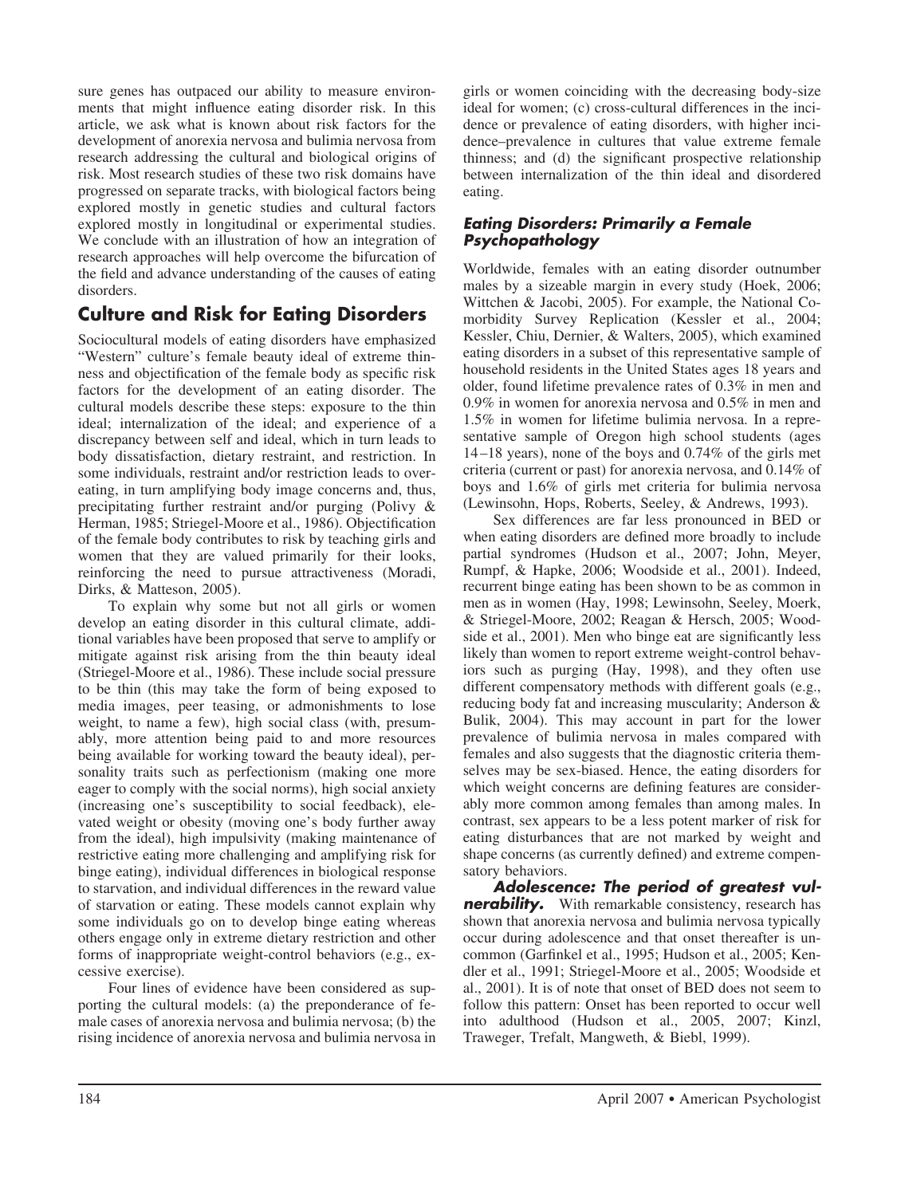sure genes has outpaced our ability to measure environments that might influence eating disorder risk. In this article, we ask what is known about risk factors for the development of anorexia nervosa and bulimia nervosa from research addressing the cultural and biological origins of risk. Most research studies of these two risk domains have progressed on separate tracks, with biological factors being explored mostly in genetic studies and cultural factors explored mostly in longitudinal or experimental studies. We conclude with an illustration of how an integration of research approaches will help overcome the bifurcation of the field and advance understanding of the causes of eating disorders.

## Culture and Risk for Eating Disorders

Sociocultural models of eating disorders have emphasized "Western" culture's female beauty ideal of extreme thinness and objectification of the female body as specific risk factors for the development of an eating disorder. The cultural models describe these steps: exposure to the thin ideal; internalization of the ideal; and experience of a discrepancy between self and ideal, which in turn leads to body dissatisfaction, dietary restraint, and restriction. In some individuals, restraint and/or restriction leads to overeating, in turn amplifying body image concerns and, thus, precipitating further restraint and/or purging (Polivy & Herman, 1985; Striegel-Moore et al., 1986). Objectification of the female body contributes to risk by teaching girls and women that they are valued primarily for their looks, reinforcing the need to pursue attractiveness (Moradi, Dirks, & Matteson, 2005).

To explain why some but not all girls or women develop an eating disorder in this cultural climate, additional variables have been proposed that serve to amplify or mitigate against risk arising from the thin beauty ideal (Striegel-Moore et al., 1986). These include social pressure to be thin (this may take the form of being exposed to media images, peer teasing, or admonishments to lose weight, to name a few), high social class (with, presumably, more attention being paid to and more resources being available for working toward the beauty ideal), personality traits such as perfectionism (making one more eager to comply with the social norms), high social anxiety (increasing one's susceptibility to social feedback), elevated weight or obesity (moving one's body further away from the ideal), high impulsivity (making maintenance of restrictive eating more challenging and amplifying risk for binge eating), individual differences in biological response to starvation, and individual differences in the reward value of starvation or eating. These models cannot explain why some individuals go on to develop binge eating whereas others engage only in extreme dietary restriction and other forms of inappropriate weight-control behaviors (e.g., excessive exercise).

Four lines of evidence have been considered as supporting the cultural models: (a) the preponderance of female cases of anorexia nervosa and bulimia nervosa; (b) the rising incidence of anorexia nervosa and bulimia nervosa in girls or women coinciding with the decreasing body-size ideal for women; (c) cross-cultural differences in the incidence or prevalence of eating disorders, with higher incidence–prevalence in cultures that value extreme female thinness; and (d) the significant prospective relationship between internalization of the thin ideal and disordered eating.

### Eating Disorders: Primarily a Female Psychopathology

Worldwide, females with an eating disorder outnumber males by a sizeable margin in every study (Hoek, 2006; Wittchen & Jacobi, 2005). For example, the National Comorbidity Survey Replication (Kessler et al., 2004; Kessler, Chiu, Dernier, & Walters, 2005), which examined eating disorders in a subset of this representative sample of household residents in the United States ages 18 years and older, found lifetime prevalence rates of 0.3% in men and 0.9% in women for anorexia nervosa and 0.5% in men and 1.5% in women for lifetime bulimia nervosa. In a representative sample of Oregon high school students (ages 14–18 years), none of the boys and 0.74% of the girls met criteria (current or past) for anorexia nervosa, and 0.14% of boys and 1.6% of girls met criteria for bulimia nervosa (Lewinsohn, Hops, Roberts, Seeley, & Andrews, 1993).

Sex differences are far less pronounced in BED or when eating disorders are defined more broadly to include partial syndromes (Hudson et al., 2007; John, Meyer, Rumpf, & Hapke, 2006; Woodside et al., 2001). Indeed, recurrent binge eating has been shown to be as common in men as in women (Hay, 1998; Lewinsohn, Seeley, Moerk, & Striegel-Moore, 2002; Reagan & Hersch, 2005; Woodside et al., 2001). Men who binge eat are significantly less likely than women to report extreme weight-control behaviors such as purging (Hay, 1998), and they often use different compensatory methods with different goals (e.g., reducing body fat and increasing muscularity; Anderson & Bulik, 2004). This may account in part for the lower prevalence of bulimia nervosa in males compared with females and also suggests that the diagnostic criteria themselves may be sex-biased. Hence, the eating disorders for which weight concerns are defining features are considerably more common among females than among males. In contrast, sex appears to be a less potent marker of risk for eating disturbances that are not marked by weight and shape concerns (as currently defined) and extreme compensatory behaviors.

***Adolescence: The period of greatest vulnerability.*** With remarkable consistency, research has shown that anorexia nervosa and bulimia nervosa typically occur during adolescence and that onset thereafter is uncommon (Garfinkel et al., 1995; Hudson et al., 2005; Kendler et al., 1991; Striegel-Moore et al., 2005; Woodside et al., 2001). It is of note that onset of BED does not seem to follow this pattern: Onset has been reported to occur well into adulthood (Hudson et al., 2005, 2007; Kinzl, Traweger, Trefalt, Mangweth, & Biebl, 1999).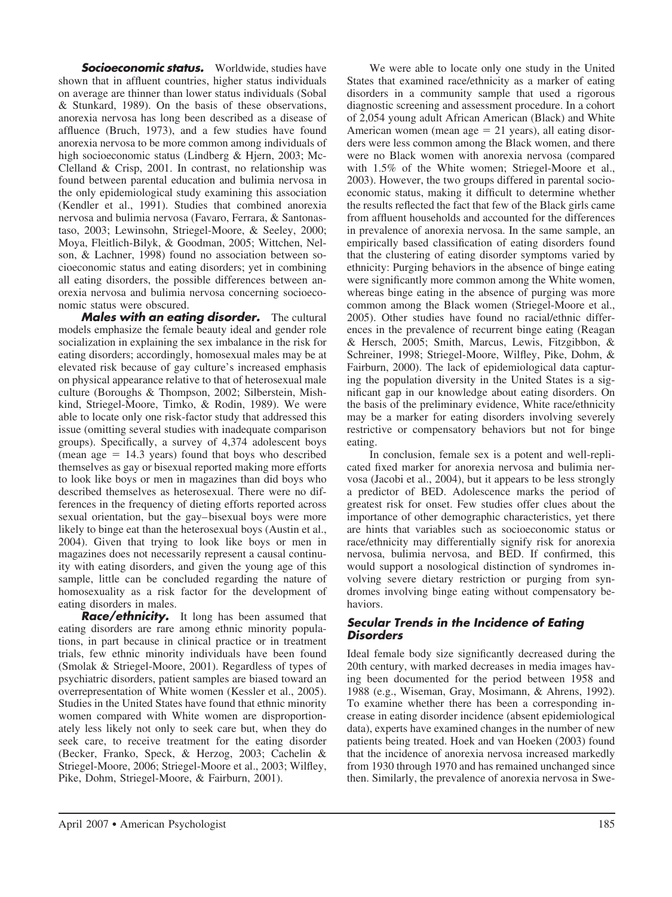***Socioeconomic status.*** Worldwide, studies have shown that in affluent countries, higher status individuals on average are thinner than lower status individuals (Sobal & Stunkard, 1989). On the basis of these observations, anorexia nervosa has long been described as a disease of affluence (Bruch, 1973), and a few studies have found anorexia nervosa to be more common among individuals of high socioeconomic status (Lindberg & Hjern, 2003; McClelland & Crisp, 2001. In contrast, no relationship was found between parental education and bulimia nervosa in the only epidemiological study examining this association (Kendler et al., 1991). Studies that combined anorexia nervosa and bulimia nervosa (Favaro, Ferrara, & Santonastaso, 2003; Lewinsohn, Striegel-Moore, & Seeley, 2000; Moya, Fleitlich-Bilyk, & Goodman, 2005; Wittchen, Nelson, & Lachner, 1998) found no association between socioeconomic status and eating disorders; yet in combining all eating disorders, the possible differences between anorexia nervosa and bulimia nervosa concerning socioeconomic status were obscured.

***Males with an eating disorder.*** The cultural models emphasize the female beauty ideal and gender role socialization in explaining the sex imbalance in the risk for eating disorders; accordingly, homosexual males may be at elevated risk because of gay culture's increased emphasis on physical appearance relative to that of heterosexual male culture (Boroughs & Thompson, 2002; Silberstein, Mishkind, Striegel-Moore, Timko, & Rodin, 1989). We were able to locate only one risk-factor study that addressed this issue (omitting several studies with inadequate comparison groups). Specifically, a survey of 4,374 adolescent boys (mean age = 14.3 years) found that boys who described themselves as gay or bisexual reported making more efforts to look like boys or men in magazines than did boys who described themselves as heterosexual. There were no differences in the frequency of dieting efforts reported across sexual orientation, but the gay–bisexual boys were more likely to binge eat than the heterosexual boys (Austin et al., 2004). Given that trying to look like boys or men in magazines does not necessarily represent a causal continuity with eating disorders, and given the young age of this sample, little can be concluded regarding the nature of homosexuality as a risk factor for the development of eating disorders in males.

***Race/ethnicity.*** It long has been assumed that eating disorders are rare among ethnic minority populations, in part because in clinical practice or in treatment trials, few ethnic minority individuals have been found (Smolak & Striegel-Moore, 2001). Regardless of types of psychiatric disorders, patient samples are biased toward an overrepresentation of White women (Kessler et al., 2005). Studies in the United States have found that ethnic minority women compared with White women are disproportionately less likely not only to seek care but, when they do seek care, to receive treatment for the eating disorder (Becker, Franko, Speck, & Herzog, 2003; Cachelin & Striegel-Moore, 2006; Striegel-Moore et al., 2003; Wilfley, Pike, Dohm, Striegel-Moore, & Fairburn, 2001).

We were able to locate only one study in the United States that examined race/ethnicity as a marker of eating disorders in a community sample that used a rigorous diagnostic screening and assessment procedure. In a cohort of 2,054 young adult African American (Black) and White American women (mean age = 21 years), all eating disorders were less common among the Black women, and there were no Black women with anorexia nervosa (compared with 1.5% of the White women; Striegel-Moore et al., 2003). However, the two groups differed in parental socioeconomic status, making it difficult to determine whether the results reflected the fact that few of the Black girls came from affluent households and accounted for the differences in prevalence of anorexia nervosa. In the same sample, an empirically based classification of eating disorders found that the clustering of eating disorder symptoms varied by ethnicity: Purging behaviors in the absence of binge eating were significantly more common among the White women, whereas binge eating in the absence of purging was more common among the Black women (Striegel-Moore et al., 2005). Other studies have found no racial/ethnic differences in the prevalence of recurrent binge eating (Reagan & Hersch, 2005; Smith, Marcus, Lewis, Fitzgibbon, & Schreiner, 1998; Striegel-Moore, Wilfley, Pike, Dohm, & Fairburn, 2000). The lack of epidemiological data capturing the population diversity in the United States is a significant gap in our knowledge about eating disorders. On the basis of the preliminary evidence, White race/ethnicity may be a marker for eating disorders involving severely restrictive or compensatory behaviors but not for binge eating.

In conclusion, female sex is a potent and well-replicated fixed marker for anorexia nervosa and bulimia nervosa (Jacobi et al., 2004), but it appears to be less strongly a predictor of BED. Adolescence marks the period of greatest risk for onset. Few studies offer clues about the importance of other demographic characteristics, yet there are hints that variables such as socioeconomic status or race/ethnicity may differentially signify risk for anorexia nervosa, bulimia nervosa, and BED. If confirmed, this would support a nosological distinction of syndromes involving severe dietary restriction or purging from syndromes involving binge eating without compensatory behaviors.

### Secular Trends in the Incidence of Eating Disorders

Ideal female body size significantly decreased during the 20th century, with marked decreases in media images having been documented for the period between 1958 and 1988 (e.g., Wiseman, Gray, Mosimann, & Ahrens, 1992). To examine whether there has been a corresponding increase in eating disorder incidence (absent epidemiological data), experts have examined changes in the number of new patients being treated. Hoek and van Hoeken (2003) found that the incidence of anorexia nervosa increased markedly from 1930 through 1970 and has remained unchanged since then. Similarly, the prevalence of anorexia nervosa in Swe-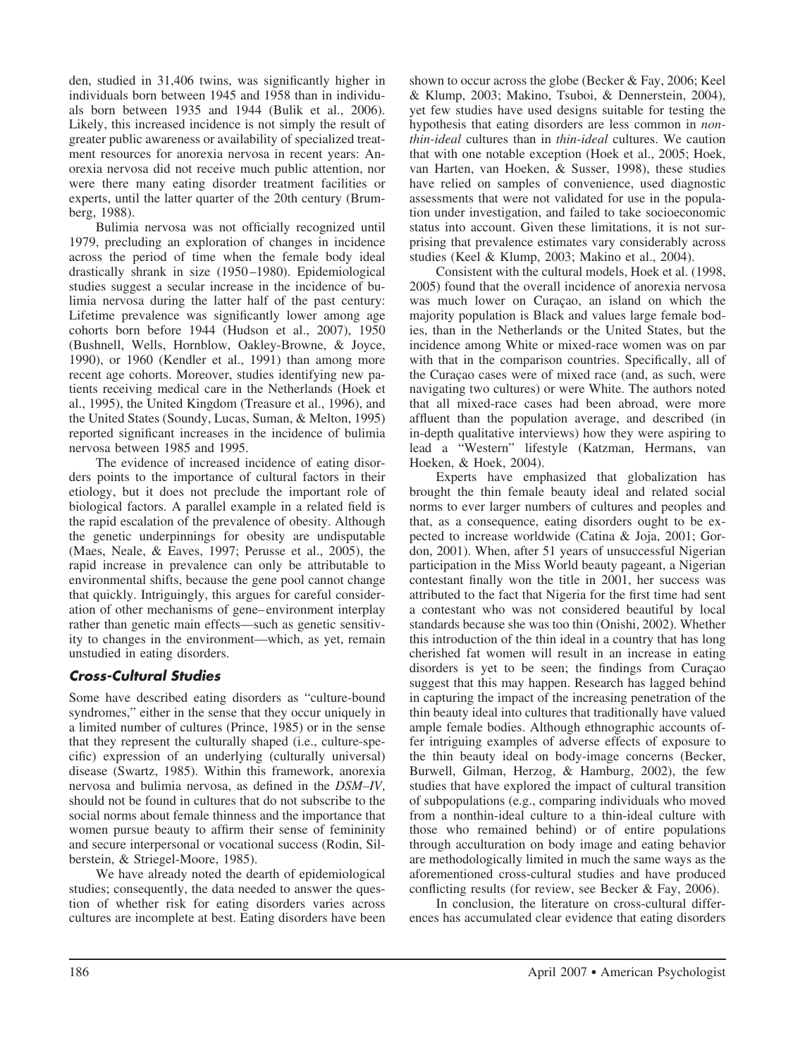den, studied in 31,406 twins, was significantly higher in individuals born between 1945 and 1958 than in individuals born between 1935 and 1944 (Bulik et al., 2006). Likely, this increased incidence is not simply the result of greater public awareness or availability of specialized treatment resources for anorexia nervosa in recent years: Anorexia nervosa did not receive much public attention, nor were there many eating disorder treatment facilities or experts, until the latter quarter of the 20th century (Brumberg, 1988).

Bulimia nervosa was not officially recognized until 1979, precluding an exploration of changes in incidence across the period of time when the female body ideal drastically shrank in size (1950–1980). Epidemiological studies suggest a secular increase in the incidence of bulimia nervosa during the latter half of the past century: Lifetime prevalence was significantly lower among age cohorts born before 1944 (Hudson et al., 2007), 1950 (Bushnell, Wells, Hornblow, Oakley-Browne, & Joyce, 1990), or 1960 (Kendler et al., 1991) than among more recent age cohorts. Moreover, studies identifying new patients receiving medical care in the Netherlands (Hoek et al., 1995), the United Kingdom (Treasure et al., 1996), and the United States (Soundy, Lucas, Suman, & Melton, 1995) reported significant increases in the incidence of bulimia nervosa between 1985 and 1995.

The evidence of increased incidence of eating disorders points to the importance of cultural factors in their etiology, but it does not preclude the important role of biological factors. A parallel example in a related field is the rapid escalation of the prevalence of obesity. Although the genetic underpinnings for obesity are undisputable (Maes, Neale, & Eaves, 1997; Perusse et al., 2005), the rapid increase in prevalence can only be attributable to environmental shifts, because the gene pool cannot change that quickly. Intriguingly, this argues for careful consideration of other mechanisms of gene–environment interplay rather than genetic main effects—such as genetic sensitivity to changes in the environment—which, as yet, remain unstudied in eating disorders.

### Cross-Cultural Studies

Some have described eating disorders as "culture-bound syndromes," either in the sense that they occur uniquely in a limited number of cultures (Prince, 1985) or in the sense that they represent the culturally shaped (i.e., culture-specific) expression of an underlying (culturally universal) disease (Swartz, 1985). Within this framework, anorexia nervosa and bulimia nervosa, as defined in the *DSM–IV*, should not be found in cultures that do not subscribe to the social norms about female thinness and the importance that women pursue beauty to affirm their sense of femininity and secure interpersonal or vocational success (Rodin, Silberstein, & Striegel-Moore, 1985).

We have already noted the dearth of epidemiological studies; consequently, the data needed to answer the question of whether risk for eating disorders varies across cultures are incomplete at best. Eating disorders have been shown to occur across the globe (Becker & Fay, 2006; Keel & Klump, 2003; Makino, Tsuboi, & Dennerstein, 2004), yet few studies have used designs suitable for testing the hypothesis that eating disorders are less common in *nonthin-ideal* cultures than in *thin-ideal* cultures. We caution that with one notable exception (Hoek et al., 2005; Hoek, van Harten, van Hoeken, & Susser, 1998), these studies have relied on samples of convenience, used diagnostic assessments that were not validated for use in the population under investigation, and failed to take socioeconomic status into account. Given these limitations, it is not surprising that prevalence estimates vary considerably across studies (Keel & Klump, 2003; Makino et al., 2004).

Consistent with the cultural models, Hoek et al. (1998, 2005) found that the overall incidence of anorexia nervosa was much lower on Curaçao, an island on which the majority population is Black and values large female bodies, than in the Netherlands or the United States, but the incidence among White or mixed-race women was on par with that in the comparison countries. Specifically, all of the Curaçao cases were of mixed race (and, as such, were navigating two cultures) or were White. The authors noted that all mixed-race cases had been abroad, were more affluent than the population average, and described (in in-depth qualitative interviews) how they were aspiring to lead a "Western" lifestyle (Katzman, Hermans, van Hoeken, & Hoek, 2004).

Experts have emphasized that globalization has brought the thin female beauty ideal and related social norms to ever larger numbers of cultures and peoples and that, as a consequence, eating disorders ought to be expected to increase worldwide (Catina & Joja, 2001; Gordon, 2001). When, after 51 years of unsuccessful Nigerian participation in the Miss World beauty pageant, a Nigerian contestant finally won the title in 2001, her success was attributed to the fact that Nigeria for the first time had sent a contestant who was not considered beautiful by local standards because she was too thin (Onishi, 2002). Whether this introduction of the thin ideal in a country that has long cherished fat women will result in an increase in eating disorders is yet to be seen; the findings from Curaçao suggest that this may happen. Research has lagged behind in capturing the impact of the increasing penetration of the thin beauty ideal into cultures that traditionally have valued ample female bodies. Although ethnographic accounts offer intriguing examples of adverse effects of exposure to the thin beauty ideal on body-image concerns (Becker, Burwell, Gilman, Herzog, & Hamburg, 2002), the few studies that have explored the impact of cultural transition of subpopulations (e.g., comparing individuals who moved from a nonthin-ideal culture to a thin-ideal culture with those who remained behind) or of entire populations through acculturation on body image and eating behavior are methodologically limited in much the same ways as the aforementioned cross-cultural studies and have produced conflicting results (for review, see Becker & Fay, 2006).

In conclusion, the literature on cross-cultural differences has accumulated clear evidence that eating disorders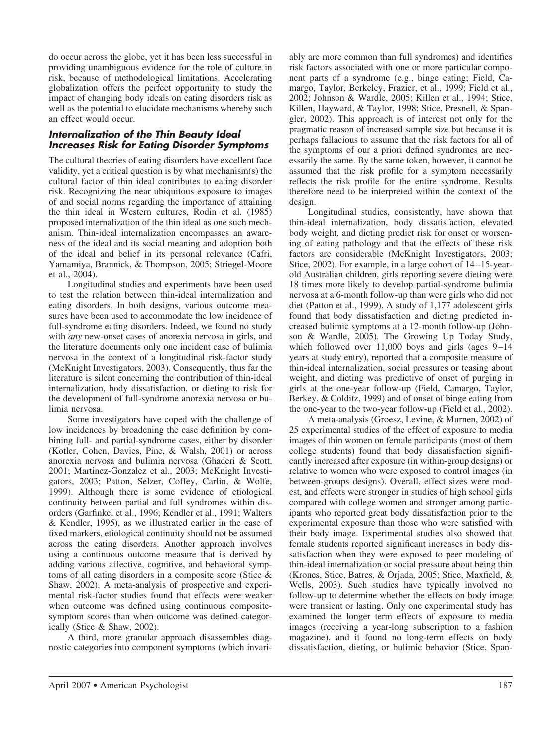do occur across the globe, yet it has been less successful in providing unambiguous evidence for the role of culture in risk, because of methodological limitations. Accelerating globalization offers the perfect opportunity to study the impact of changing body ideals on eating disorders risk as well as the potential to elucidate mechanisms whereby such an effect would occur.

### Internalization of the Thin Beauty Ideal Increases Risk for Eating Disorder Symptoms

The cultural theories of eating disorders have excellent face validity, yet a critical question is by what mechanism(s) the cultural factor of thin ideal contributes to eating disorder risk. Recognizing the near ubiquitous exposure to images of and social norms regarding the importance of attaining the thin ideal in Western cultures, Rodin et al. (1985) proposed internalization of the thin ideal as one such mechanism. Thin-ideal internalization encompasses an awareness of the ideal and its social meaning and adoption both of the ideal and belief in its personal relevance (Cafri, Yamamiya, Brannick, & Thompson, 2005; Striegel-Moore et al., 2004).

Longitudinal studies and experiments have been used to test the relation between thin-ideal internalization and eating disorders. In both designs, various outcome measures have been used to accommodate the low incidence of full-syndrome eating disorders. Indeed, we found no study with *any* new-onset cases of anorexia nervosa in girls, and the literature documents only one incident case of bulimia nervosa in the context of a longitudinal risk-factor study (McKnight Investigators, 2003). Consequently, thus far the literature is silent concerning the contribution of thin-ideal internalization, body dissatisfaction, or dieting to risk for the development of full-syndrome anorexia nervosa or bulimia nervosa.

Some investigators have coped with the challenge of low incidences by broadening the case definition by combining full- and partial-syndrome cases, either by disorder (Kotler, Cohen, Davies, Pine, & Walsh, 2001) or across anorexia nervosa and bulimia nervosa (Ghaderi & Scott, 2001; Martinez-Gonzalez et al., 2003; McKnight Investigators, 2003; Patton, Selzer, Coffey, Carlin, & Wolfe, 1999). Although there is some evidence of etiological continuity between partial and full syndromes within disorders (Garfinkel et al., 1996; Kendler et al., 1991; Walters & Kendler, 1995), as we illustrated earlier in the case of fixed markers, etiological continuity should not be assumed across the eating disorders. Another approach involves using a continuous outcome measure that is derived by adding various affective, cognitive, and behavioral symptoms of all eating disorders in a composite score (Stice & Shaw, 2002). A meta-analysis of prospective and experimental risk-factor studies found that effects were weaker when outcome was defined using continuous composite-symptom scores than when outcome was defined categorically (Stice & Shaw, 2002).

A third, more granular approach disassembles diagnostic categories into component symptoms (which invariably are more common than full syndromes) and identifies risk factors associated with one or more particular component parts of a syndrome (e.g., binge eating; Field, Camargo, Taylor, Berkeley, Frazier, et al., 1999; Field et al., 2002; Johnson & Wardle, 2005; Killen et al., 1994; Stice, Killen, Hayward, & Taylor, 1998; Stice, Presnell, & Spangler, 2002). This approach is of interest not only for the pragmatic reason of increased sample size but because it is perhaps fallacious to assume that the risk factors for all of the symptoms of our a priori defined syndromes are necessarily the same. By the same token, however, it cannot be assumed that the risk profile for a symptom necessarily reflects the risk profile for the entire syndrome. Results therefore need to be interpreted within the context of the design.

Longitudinal studies, consistently, have shown that thin-ideal internalization, body dissatisfaction, elevated body weight, and dieting predict risk for onset or worsening of eating pathology and that the effects of these risk factors are considerable (McKnight Investigators, 2003; Stice, 2002). For example, in a large cohort of 14–15-year-old Australian children, girls reporting severe dieting were 18 times more likely to develop partial-syndrome bulimia nervosa at a 6-month follow-up than were girls who did not diet (Patton et al., 1999). A study of 1,177 adolescent girls found that body dissatisfaction and dieting predicted increased bulimic symptoms at a 12-month follow-up (Johnson & Wardle, 2005). The Growing Up Today Study, which followed over 11,000 boys and girls (ages 9–14 years at study entry), reported that a composite measure of thin-ideal internalization, social pressures or teasing about weight, and dieting was predictive of onset of purging in girls at the one-year follow-up (Field, Camargo, Taylor, Berkey, & Colditz, 1999) and of onset of binge eating from the one-year to the two-year follow-up (Field et al., 2002).

A meta-analysis (Groesz, Levine, & Murnen, 2002) of 25 experimental studies of the effect of exposure to media images of thin women on female participants (most of them college students) found that body dissatisfaction significantly increased after exposure (in within-group designs) or relative to women who were exposed to control images (in between-groups designs). Overall, effect sizes were modest, and effects were stronger in studies of high school girls compared with college women and stronger among participants who reported great body dissatisfaction prior to the experimental exposure than those who were satisfied with their body image. Experimental studies also showed that female students reported significant increases in body dissatisfaction when they were exposed to peer modeling of thin-ideal internalization or social pressure about being thin (Krones, Stice, Batres, & Orjada, 2005; Stice, Maxfield, & Wells, 2003). Such studies have typically involved no follow-up to determine whether the effects on body image were transient or lasting. Only one experimental study has examined the longer term effects of exposure to media images (receiving a year-long subscription to a fashion magazine), and it found no long-term effects on body dissatisfaction, dieting, or bulimic behavior (Stice, Span-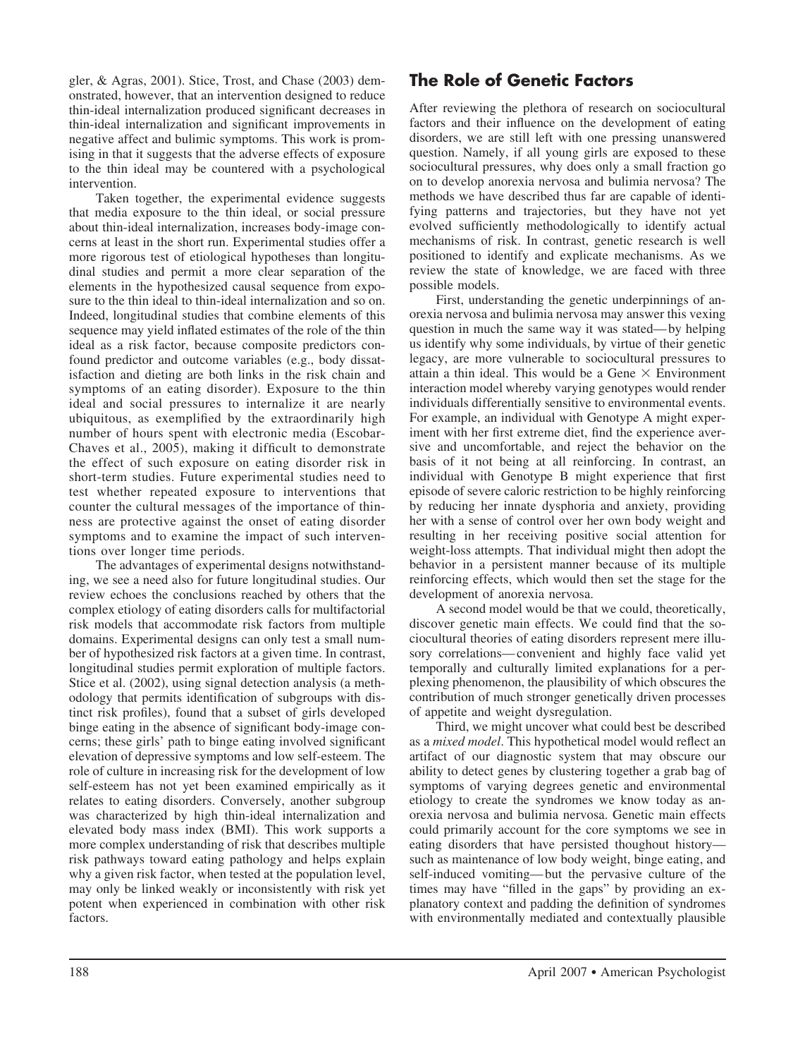gler, & Agras, 2001). Stice, Trost, and Chase (2003) demonstrated, however, that an intervention designed to reduce thin-ideal internalization produced significant decreases in thin-ideal internalization and significant improvements in negative affect and bulimic symptoms. This work is promising in that it suggests that the adverse effects of exposure to the thin ideal may be countered with a psychological intervention.

Taken together, the experimental evidence suggests that media exposure to the thin ideal, or social pressure about thin-ideal internalization, increases body-image concerns at least in the short run. Experimental studies offer a more rigorous test of etiological hypotheses than longitudinal studies and permit a more clear separation of the elements in the hypothesized causal sequence from exposure to the thin ideal to thin-ideal internalization and so on. Indeed, longitudinal studies that combine elements of this sequence may yield inflated estimates of the role of the thin ideal as a risk factor, because composite predictors confound predictor and outcome variables (e.g., body dissatisfaction and dieting are both links in the risk chain and symptoms of an eating disorder). Exposure to the thin ideal and social pressures to internalize it are nearly ubiquitous, as exemplified by the extraordinarily high number of hours spent with electronic media (Escobar-Chaves et al., 2005), making it difficult to demonstrate the effect of such exposure on eating disorder risk in short-term studies. Future experimental studies need to test whether repeated exposure to interventions that counter the cultural messages of the importance of thinness are protective against the onset of eating disorder symptoms and to examine the impact of such interventions over longer time periods.

The advantages of experimental designs notwithstanding, we see a need also for future longitudinal studies. Our review echoes the conclusions reached by others that the complex etiology of eating disorders calls for multifactorial risk models that accommodate risk factors from multiple domains. Experimental designs can only test a small number of hypothesized risk factors at a given time. In contrast, longitudinal studies permit exploration of multiple factors. Stice et al. (2002), using signal detection analysis (a methodology that permits identification of subgroups with distinct risk profiles), found that a subset of girls developed binge eating in the absence of significant body-image concerns; these girls' path to binge eating involved significant elevation of depressive symptoms and low self-esteem. The role of culture in increasing risk for the development of low self-esteem has not yet been examined empirically as it relates to eating disorders. Conversely, another subgroup was characterized by high thin-ideal internalization and elevated body mass index (BMI). This work supports a more complex understanding of risk that describes multiple risk pathways toward eating pathology and helps explain why a given risk factor, when tested at the population level, may only be linked weakly or inconsistently with risk yet potent when experienced in combination with other risk factors.

## The Role of Genetic Factors

After reviewing the plethora of research on sociocultural factors and their influence on the development of eating disorders, we are still left with one pressing unanswered question. Namely, if all young girls are exposed to these sociocultural pressures, why does only a small fraction go on to develop anorexia nervosa and bulimia nervosa? The methods we have described thus far are capable of identifying patterns and trajectories, but they have not yet evolved sufficiently methodologically to identify actual mechanisms of risk. In contrast, genetic research is well positioned to identify and explicate mechanisms. As we review the state of knowledge, we are faced with three possible models.

First, understanding the genetic underpinnings of anorexia nervosa and bulimia nervosa may answer this vexing question in much the same way it was stated—by helping us identify why some individuals, by virtue of their genetic legacy, are more vulnerable to sociocultural pressures to attain a thin ideal. This would be a Gene $\times$ Environment interaction model whereby varying genotypes would render individuals differentially sensitive to environmental events. For example, an individual with Genotype A might experiment with her first extreme diet, find the experience aversive and uncomfortable, and reject the behavior on the basis of it not being at all reinforcing. In contrast, an individual with Genotype B might experience that first episode of severe caloric restriction to be highly reinforcing by reducing her innate dysphoria and anxiety, providing her with a sense of control over her own body weight and resulting in her receiving positive social attention for weight-loss attempts. That individual might then adopt the behavior in a persistent manner because of its multiple reinforcing effects, which would then set the stage for the development of anorexia nervosa.

A second model would be that we could, theoretically, discover genetic main effects. We could find that the sociocultural theories of eating disorders represent mere illusory correlations—convenient and highly face valid yet temporally and culturally limited explanations for a perplexing phenomenon, the plausibility of which obscures the contribution of much stronger genetically driven processes of appetite and weight dysregulation.

Third, we might uncover what could best be described as a *mixed model*. This hypothetical model would reflect an artifact of our diagnostic system that may obscure our ability to detect genes by clustering together a grab bag of symptoms of varying degrees genetic and environmental etiology to create the syndromes we know today as anorexia nervosa and bulimia nervosa. Genetic main effects could primarily account for the core symptoms we see in eating disorders that have persisted thoughout history—such as maintenance of low body weight, binge eating, and self-induced vomiting—but the pervasive culture of the times may have "filled in the gaps" by providing an explanatory context and padding the definition of syndromes with environmentally mediated and contextually plausible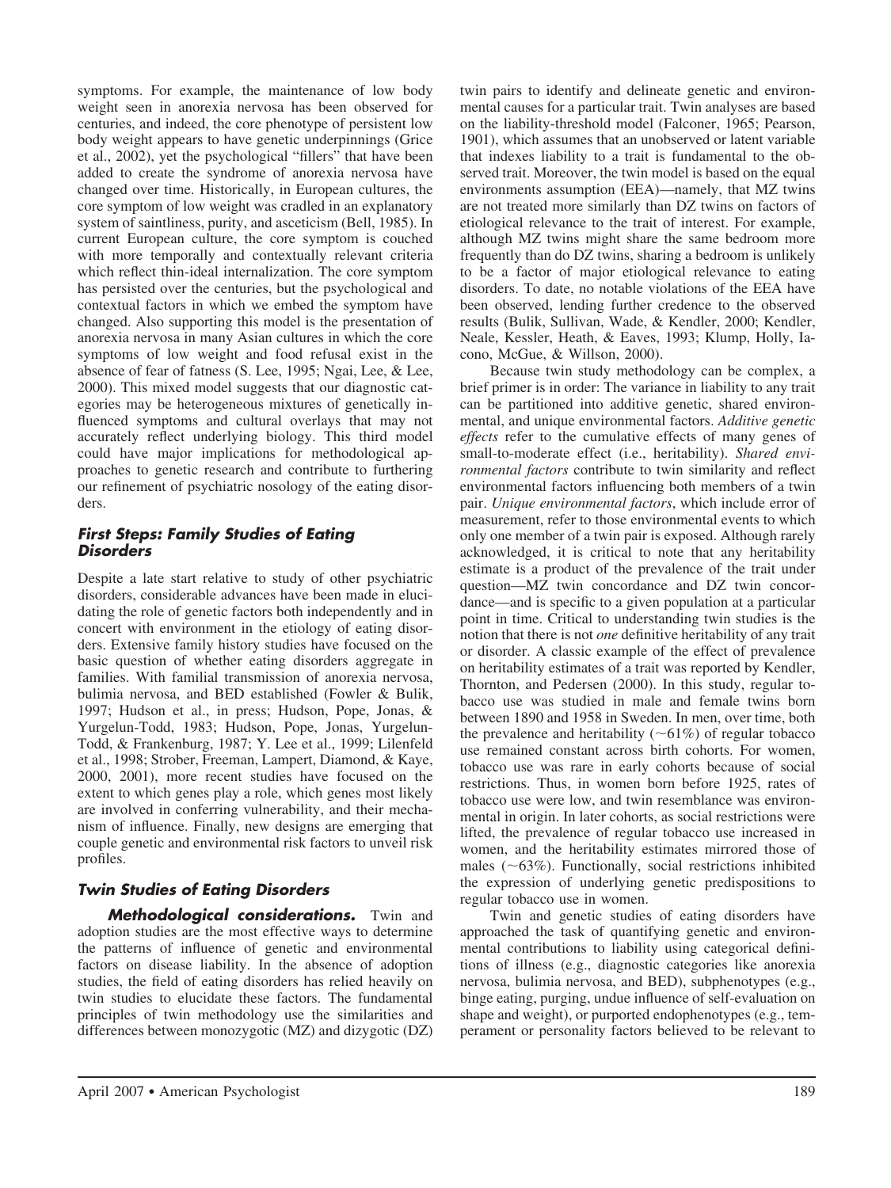symptoms. For example, the maintenance of low body weight seen in anorexia nervosa has been observed for centuries, and indeed, the core phenotype of persistent low body weight appears to have genetic underpinnings (Grice et al., 2002), yet the psychological "fillers" that have been added to create the syndrome of anorexia nervosa have changed over time. Historically, in European cultures, the core symptom of low weight was cradled in an explanatory system of saintliness, purity, and asceticism (Bell, 1985). In current European culture, the core symptom is couched with more temporally and contextually relevant criteria which reflect thin-ideal internalization. The core symptom has persisted over the centuries, but the psychological and contextual factors in which we embed the symptom have changed. Also supporting this model is the presentation of anorexia nervosa in many Asian cultures in which the core symptoms of low weight and food refusal exist in the absence of fear of fatness (S. Lee, 1995; Ngai, Lee, & Lee, 2000). This mixed model suggests that our diagnostic categories may be heterogeneous mixtures of genetically influenced symptoms and cultural overlays that may not accurately reflect underlying biology. This third model could have major implications for methodological approaches to genetic research and contribute to furthering our refinement of psychiatric nosology of the eating disorders.

### First Steps: Family Studies of Eating Disorders

Despite a late start relative to study of other psychiatric disorders, considerable advances have been made in elucidating the role of genetic factors both independently and in concert with environment in the etiology of eating disorders. Extensive family history studies have focused on the basic question of whether eating disorders aggregate in families. With familial transmission of anorexia nervosa, bulimia nervosa, and BED established (Fowler & Bulik, 1997; Hudson et al., in press; Hudson, Pope, Jonas, & Yurgelun-Todd, 1983; Hudson, Pope, Jonas, Yurgelun-Todd, & Frankenburg, 1987; Y. Lee et al., 1999; Lilenfeld et al., 1998; Strober, Freeman, Lampert, Diamond, & Kaye, 2000, 2001), more recent studies have focused on the extent to which genes play a role, which genes most likely are involved in conferring vulnerability, and their mechanism of influence. Finally, new designs are emerging that couple genetic and environmental risk factors to unveil risk profiles.

### Twin Studies of Eating Disorders

**Methodological considerations.** Twin and adoption studies are the most effective ways to determine the patterns of influence of genetic and environmental factors on disease liability. In the absence of adoption studies, the field of eating disorders has relied heavily on twin studies to elucidate these factors. The fundamental principles of twin methodology use the similarities and differences between monozygotic (MZ) and dizygotic (DZ) twin pairs to identify and delineate genetic and environmental causes for a particular trait. Twin analyses are based on the liability-threshold model (Falconer, 1965; Pearson, 1901), which assumes that an unobserved or latent variable that indexes liability to a trait is fundamental to the observed trait. Moreover, the twin model is based on the equal environments assumption (EEA)—namely, that MZ twins are not treated more similarly than DZ twins on factors of etiological relevance to the trait of interest. For example, although MZ twins might share the same bedroom more frequently than do DZ twins, sharing a bedroom is unlikely to be a factor of major etiological relevance to eating disorders. To date, no notable violations of the EEA have been observed, lending further credence to the observed results (Bulik, Sullivan, Wade, & Kendler, 2000; Kendler, Neale, Kessler, Heath, & Eaves, 1993; Klump, Holly, Iacono, McGue, & Willson, 2000).

Because twin study methodology can be complex, a brief primer is in order: The variance in liability to any trait can be partitioned into additive genetic, shared environmental, and unique environmental factors. *Additive genetic effects* refer to the cumulative effects of many genes of small-to-moderate effect (i.e., heritability). *Shared environmental factors* contribute to twin similarity and reflect environmental factors influencing both members of a twin pair. *Unique environmental factors*, which include error of measurement, refer to those environmental events to which only one member of a twin pair is exposed. Although rarely acknowledged, it is critical to note that any heritability estimate is a product of the prevalence of the trait under question—MZ twin concordance and DZ twin concordance—and is specific to a given population at a particular point in time. Critical to understanding twin studies is the notion that there is not *one* definitive heritability of any trait or disorder. A classic example of the effect of prevalence on heritability estimates of a trait was reported by Kendler, Thornton, and Pedersen (2000). In this study, regular tobacco use was studied in male and female twins born between 1890 and 1958 in Sweden. In men, over time, both the prevalence and heritability (~61%) of regular tobacco use remained constant across birth cohorts. For women, tobacco use was rare in early cohorts because of social restrictions. Thus, in women born before 1925, rates of tobacco use were low, and twin resemblance was environmental in origin. In later cohorts, as social restrictions were lifted, the prevalence of regular tobacco use increased in women, and the heritability estimates mirrored those of males (~63%). Functionally, social restrictions inhibited the expression of underlying genetic predispositions to regular tobacco use in women.

Twin and genetic studies of eating disorders have approached the task of quantifying genetic and environmental contributions to liability using categorical definitions of illness (e.g., diagnostic categories like anorexia nervosa, bulimia nervosa, and BED), subphenotypes (e.g., binge eating, purging, undue influence of self-evaluation on shape and weight), or purported endophenotypes (e.g., temperament or personality factors believed to be relevant to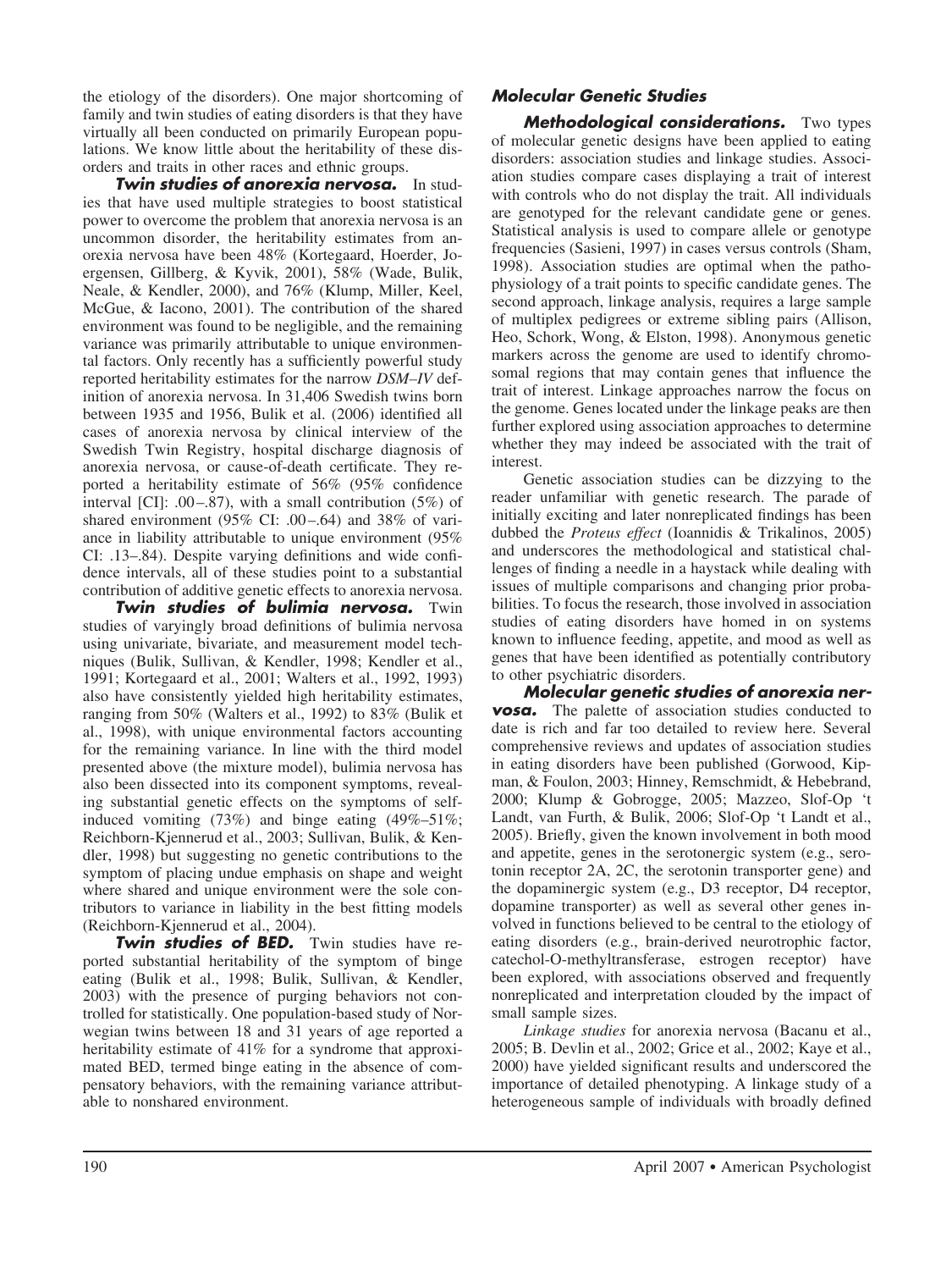the etiology of the disorders). One major shortcoming of family and twin studies of eating disorders is that they have virtually all been conducted on primarily European populations. We know little about the heritability of these disorders and traits in other races and ethnic groups.

***Twin studies of anorexia nervosa.*** In studies that have used multiple strategies to boost statistical power to overcome the problem that anorexia nervosa is an uncommon disorder, the heritability estimates from anorexia nervosa have been 48% (Kortegaard, Hoerder, Joergensen, Gillberg, & Kyvik, 2001), 58% (Wade, Bulik, Neale, & Kendler, 2000), and 76% (Klump, Miller, Keel, McGue, & Iacono, 2001). The contribution of the shared environment was found to be negligible, and the remaining variance was primarily attributable to unique environmental factors. Only recently has a sufficiently powerful study reported heritability estimates for the narrow *DSM–IV* definition of anorexia nervosa. In 31,406 Swedish twins born between 1935 and 1956, Bulik et al. (2006) identified all cases of anorexia nervosa by clinical interview of the Swedish Twin Registry, hospital discharge diagnosis of anorexia nervosa, or cause-of-death certificate. They reported a heritability estimate of 56% (95% confidence interval [CI]: .00–.87), with a small contribution (5%) of shared environment (95% CI: .00–.64) and 38% of variance in liability attributable to unique environment (95% CI: .13–.84). Despite varying definitions and wide confidence intervals, all of these studies point to a substantial contribution of additive genetic effects to anorexia nervosa.

***Twin studies of bulimia nervosa.*** Twin studies of varyingly broad definitions of bulimia nervosa using univariate, bivariate, and measurement model techniques (Bulik, Sullivan, & Kendler, 1998; Kendler et al., 1991; Kortegaard et al., 2001; Walters et al., 1992, 1993) also have consistently yielded high heritability estimates, ranging from 50% (Walters et al., 1992) to 83% (Bulik et al., 1998), with unique environmental factors accounting for the remaining variance. In line with the third model presented above (the mixture model), bulimia nervosa has also been dissected into its component symptoms, revealing substantial genetic effects on the symptoms of self-induced vomiting (73%) and binge eating (49%–51%; Reichborn-Kjennerud et al., 2003; Sullivan, Bulik, & Kendler, 1998) but suggesting no genetic contributions to the symptom of placing undue emphasis on shape and weight where shared and unique environment were the sole contributors to variance in liability in the best fitting models (Reichborn-Kjennerud et al., 2004).

***Twin studies of BED.*** Twin studies have reported substantial heritability of the symptom of binge eating (Bulik et al., 1998; Bulik, Sullivan, & Kendler, 2003) with the presence of purging behaviors not controlled for statistically. One population-based study of Norwegian twins between 18 and 31 years of age reported a heritability estimate of 41% for a syndrome that approximated BED, termed binge eating in the absence of compensatory behaviors, with the remaining variance attributable to nonshared environment.

### Molecular Genetic Studies

***Methodological considerations.*** Two types of molecular genetic designs have been applied to eating disorders: association studies and linkage studies. Association studies compare cases displaying a trait of interest with controls who do not display the trait. All individuals are genotyped for the relevant candidate gene or genes. Statistical analysis is used to compare allele or genotype frequencies (Sasieni, 1997) in cases versus controls (Sham, 1998). Association studies are optimal when the pathophysiology of a trait points to specific candidate genes. The second approach, linkage analysis, requires a large sample of multiplex pedigrees or extreme sibling pairs (Allison, Heo, Schork, Wong, & Elston, 1998). Anonymous genetic markers across the genome are used to identify chromosomal regions that may contain genes that influence the trait of interest. Linkage approaches narrow the focus on the genome. Genes located under the linkage peaks are then further explored using association approaches to determine whether they may indeed be associated with the trait of interest.

Genetic association studies can be dizzying to the reader unfamiliar with genetic research. The parade of initially exciting and later nonreplicated findings has been dubbed the *Proteus effect* (Ioannidis & Trikalinos, 2005) and underscores the methodological and statistical challenges of finding a needle in a haystack while dealing with issues of multiple comparisons and changing prior probabilities. To focus the research, those involved in association studies of eating disorders have homed in on systems known to influence feeding, appetite, and mood as well as genes that have been identified as potentially contributory to other psychiatric disorders.

***Molecular genetic studies of anorexia nervosa.*** The palette of association studies conducted to date is rich and far too detailed to review here. Several comprehensive reviews and updates of association studies in eating disorders have been published (Gorwood, Kipman, & Foulon, 2003; Hinney, Remschmidt, & Hebebrand, 2000; Klump & Gobrogge, 2005; Mazzeo, Slof-Op 't Landt, van Furth, & Bulik, 2006; Slof-Op 't Landt et al., 2005). Briefly, given the known involvement in both mood and appetite, genes in the serotonergic system (e.g., serotonin receptor 2A, 2C, the serotonin transporter gene) and the dopaminergic system (e.g., D3 receptor, D4 receptor, dopamine transporter) as well as several other genes involved in functions believed to be central to the etiology of eating disorders (e.g., brain-derived neurotrophic factor, catechol-O-methyltransferase, estrogen receptor) have been explored, with associations observed and frequently nonreplicated and interpretation clouded by the impact of small sample sizes.

*Linkage studies* for anorexia nervosa (Bacanu et al., 2005; B. Devlin et al., 2002; Grice et al., 2002; Kaye et al., 2000) have yielded significant results and underscored the importance of detailed phenotyping. A linkage study of a heterogeneous sample of individuals with broadly defined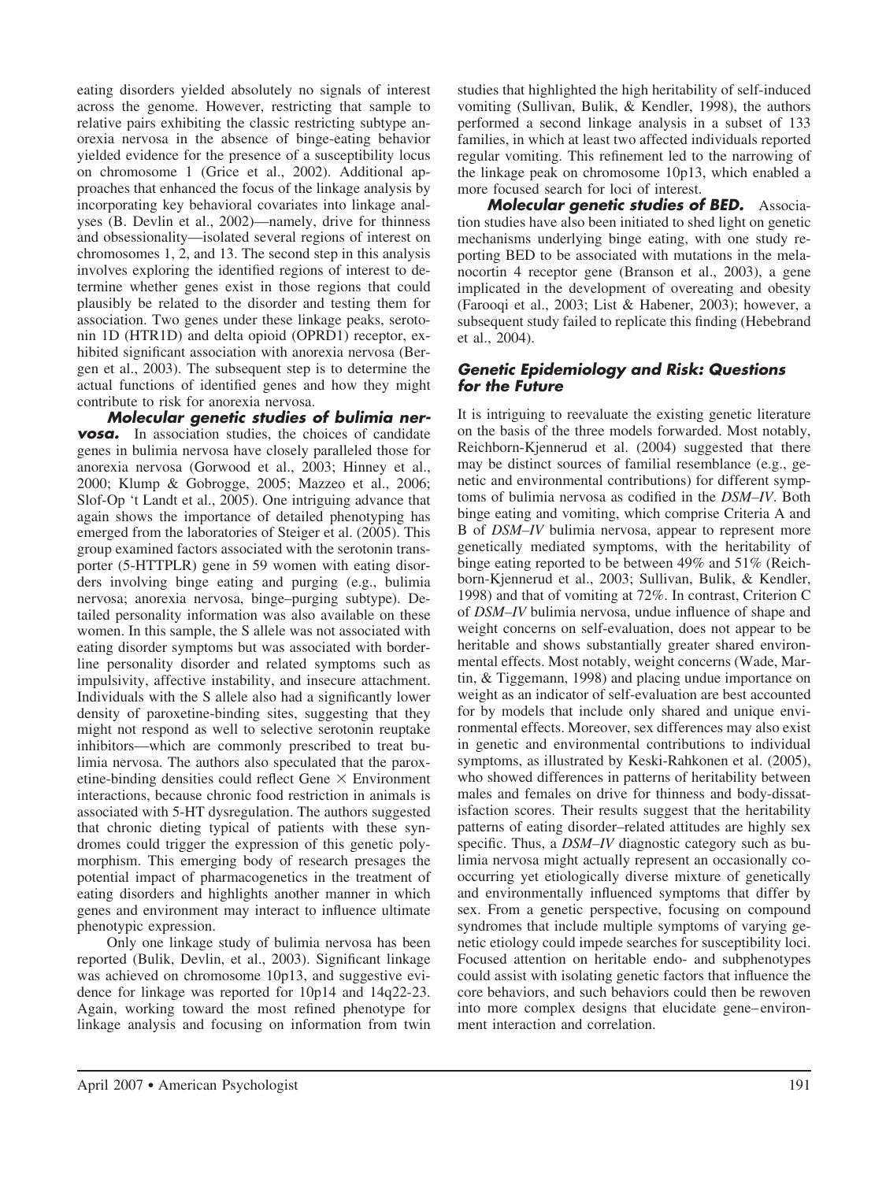eating disorders yielded absolutely no signals of interest across the genome. However, restricting that sample to relative pairs exhibiting the classic restricting subtype anorexia nervosa in the absence of binge-eating behavior yielded evidence for the presence of a susceptibility locus on chromosome 1 (Grice et al., 2002). Additional approaches that enhanced the focus of the linkage analysis by incorporating key behavioral covariates into linkage analyses (B. Devlin et al., 2002)—namely, drive for thinness and obsessionality—isolated several regions of interest on chromosomes 1, 2, and 13. The second step in this analysis involves exploring the identified regions of interest to determine whether genes exist in those regions that could plausibly be related to the disorder and testing them for association. Two genes under these linkage peaks, serotonin 1D (HTR1D) and delta opioid (OPRD1) receptor, exhibited significant association with anorexia nervosa (Bergen et al., 2003). The subsequent step is to determine the actual functions of identified genes and how they might contribute to risk for anorexia nervosa.

***Molecular genetic studies of bulimia nervosa.*** In association studies, the choices of candidate genes in bulimia nervosa have closely paralleled those for anorexia nervosa (Gorwood et al., 2003; Hinney et al., 2000; Klump & Gobrogge, 2005; Mazzeo et al., 2006; Slof-Op 't Landt et al., 2005). One intriguing advance that again shows the importance of detailed phenotyping has emerged from the laboratories of Steiger et al. (2005). This group examined factors associated with the serotonin transporter (5-HTTPLR) gene in 59 women with eating disorders involving binge eating and purging (e.g., bulimia nervosa; anorexia nervosa, binge–purging subtype). Detailed personality information was also available on these women. In this sample, the S allele was not associated with eating disorder symptoms but was associated with borderline personality disorder and related symptoms such as impulsivity, affective instability, and insecure attachment. Individuals with the S allele also had a significantly lower density of paroxetine-binding sites, suggesting that they might not respond as well to selective serotonin reuptake inhibitors—which are commonly prescribed to treat bulimia nervosa. The authors also speculated that the paroxetine-binding densities could reflect Gene × Environment interactions, because chronic food restriction in animals is associated with 5-HT dysregulation. The authors suggested that chronic dieting typical of patients with these syndromes could trigger the expression of this genetic polymorphism. This emerging body of research presages the potential impact of pharmacogenetics in the treatment of eating disorders and highlights another manner in which genes and environment may interact to influence ultimate phenotypic expression.

Only one linkage study of bulimia nervosa has been reported (Bulik, Devlin, et al., 2003). Significant linkage was achieved on chromosome 10p13, and suggestive evidence for linkage was reported for 10p14 and 14q22-23. Again, working toward the most refined phenotype for linkage analysis and focusing on information from twin studies that highlighted the high heritability of self-induced vomiting (Sullivan, Bulik, & Kendler, 1998), the authors performed a second linkage analysis in a subset of 133 families, in which at least two affected individuals reported regular vomiting. This refinement led to the narrowing of the linkage peak on chromosome 10p13, which enabled a more focused search for loci of interest.

***Molecular genetic studies of BED.*** Association studies have also been initiated to shed light on genetic mechanisms underlying binge eating, with one study reporting BED to be associated with mutations in the melanocortin 4 receptor gene (Branson et al., 2003), a gene implicated in the development of overeating and obesity (Farooqi et al., 2003; List & Habener, 2003); however, a subsequent study failed to replicate this finding (Hebebrand et al., 2004).

### *Genetic Epidemiology and Risk: Questions for the Future*

It is intriguing to reevaluate the existing genetic literature on the basis of the three models forwarded. Most notably, Reichborn-Kjennerud et al. (2004) suggested that there may be distinct sources of familial resemblance (e.g., genetic and environmental contributions) for different symptoms of bulimia nervosa as codified in the *DSM–IV*. Both binge eating and vomiting, which comprise Criteria A and B of *DSM–IV* bulimia nervosa, appear to represent more genetically mediated symptoms, with the heritability of binge eating reported to be between 49% and 51% (Reichborn-Kjennerud et al., 2003; Sullivan, Bulik, & Kendler, 1998) and that of vomiting at 72%. In contrast, Criterion C of *DSM–IV* bulimia nervosa, undue influence of shape and weight concerns on self-evaluation, does not appear to be heritable and shows substantially greater shared environmental effects. Most notably, weight concerns (Wade, Martin, & Tiggemann, 1998) and placing undue importance on weight as an indicator of self-evaluation are best accounted for by models that include only shared and unique environmental effects. Moreover, sex differences may also exist in genetic and environmental contributions to individual symptoms, as illustrated by Keski-Rahkonen et al. (2005), who showed differences in patterns of heritability between males and females on drive for thinness and body-dissatisfaction scores. Their results suggest that the heritability patterns of eating disorder–related attitudes are highly sex specific. Thus, a *DSM–IV* diagnostic category such as bulimia nervosa might actually represent an occasionally co-occurring yet etiologically diverse mixture of genetically and environmentally influenced symptoms that differ by sex. From a genetic perspective, focusing on compound syndromes that include multiple symptoms of varying genetic etiology could impede searches for susceptibility loci. Focused attention on heritable endo- and subphenotypes could assist with isolating genetic factors that influence the core behaviors, and such behaviors could then be rewoven into more complex designs that elucidate gene–environment interaction and correlation.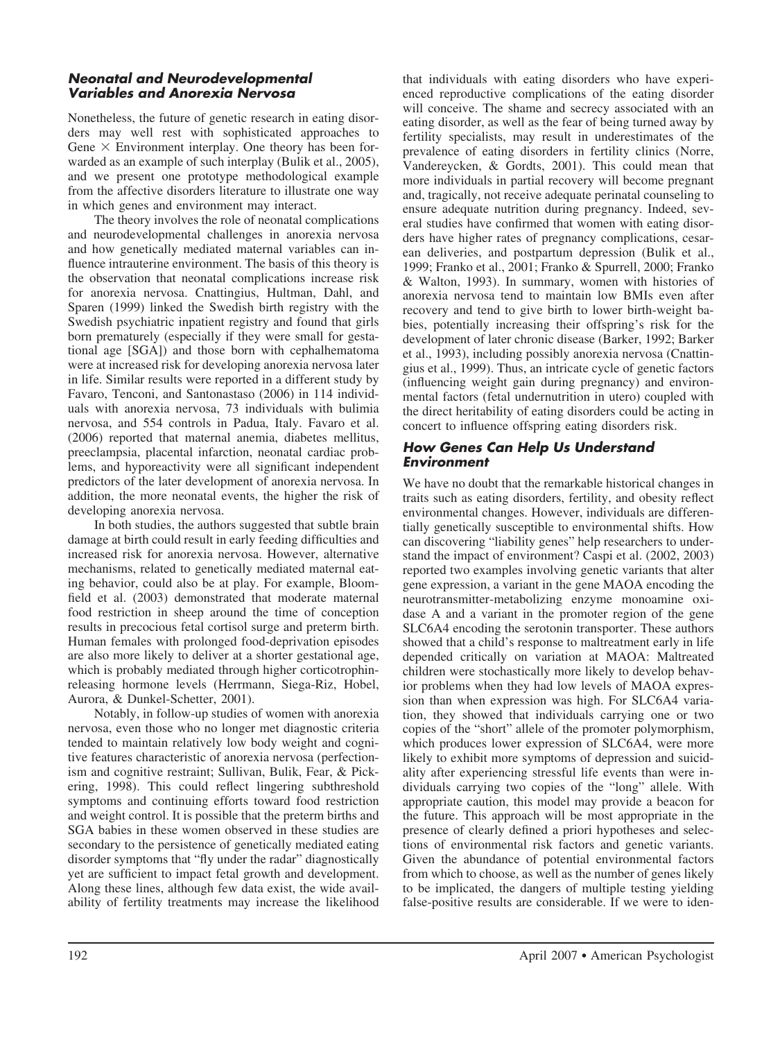### *Neonatal and Neurodevelopmental Variables and Anorexia Nervosa*

Nonetheless, the future of genetic research in eating disorders may well rest with sophisticated approaches to Gene × Environment interplay. One theory has been forwarded as an example of such interplay (Bulik et al., 2005), and we present one prototype methodological example from the affective disorders literature to illustrate one way in which genes and environment may interact.

The theory involves the role of neonatal complications and neurodevelopmental challenges in anorexia nervosa and how genetically mediated maternal variables can influence intrauterine environment. The basis of this theory is the observation that neonatal complications increase risk for anorexia nervosa. Cnattingius, Hultman, Dahl, and Sparen (1999) linked the Swedish birth registry with the Swedish psychiatric inpatient registry and found that girls born prematurely (especially if they were small for gestational age [SGA]) and those born with cephalhematoma were at increased risk for developing anorexia nervosa later in life. Similar results were reported in a different study by Favaro, Tenconi, and Santonastaso (2006) in 114 individuals with anorexia nervosa, 73 individuals with bulimia nervosa, and 554 controls in Padua, Italy. Favaro et al. (2006) reported that maternal anemia, diabetes mellitus, preeclampsia, placental infarction, neonatal cardiac problems, and hyporeactivity were all significant independent predictors of the later development of anorexia nervosa. In addition, the more neonatal events, the higher the risk of developing anorexia nervosa.

In both studies, the authors suggested that subtle brain damage at birth could result in early feeding difficulties and increased risk for anorexia nervosa. However, alternative mechanisms, related to genetically mediated maternal eating behavior, could also be at play. For example, Bloomfield et al. (2003) demonstrated that moderate maternal food restriction in sheep around the time of conception results in precocious fetal cortisol surge and preterm birth. Human females with prolonged food-deprivation episodes are also more likely to deliver at a shorter gestational age, which is probably mediated through higher corticotrophin-releasing hormone levels (Herrmann, Siega-Riz, Hobel, Aurora, & Dunkel-Schetter, 2001).

Notably, in follow-up studies of women with anorexia nervosa, even those who no longer met diagnostic criteria tended to maintain relatively low body weight and cognitive features characteristic of anorexia nervosa (perfectionism and cognitive restraint; Sullivan, Bulik, Fear, & Pickering, 1998). This could reflect lingering subthreshold symptoms and continuing efforts toward food restriction and weight control. It is possible that the preterm births and SGA babies in these women observed in these studies are secondary to the persistence of genetically mediated eating disorder symptoms that "fly under the radar" diagnostically yet are sufficient to impact fetal growth and development. Along these lines, although few data exist, the wide availability of fertility treatments may increase the likelihood that individuals with eating disorders who have experienced reproductive complications of the eating disorder will conceive. The shame and secrecy associated with an eating disorder, as well as the fear of being turned away by fertility specialists, may result in underestimates of the prevalence of eating disorders in fertility clinics (Norre, Vandereycken, & Gordts, 2001). This could mean that more individuals in partial recovery will become pregnant and, tragically, not receive adequate perinatal counseling to ensure adequate nutrition during pregnancy. Indeed, several studies have confirmed that women with eating disorders have higher rates of pregnancy complications, cesarean deliveries, and postpartum depression (Bulik et al., 1999; Franko et al., 2001; Franko & Spurrell, 2000; Franko & Walton, 1993). In summary, women with histories of anorexia nervosa tend to maintain low BMIs even after recovery and tend to give birth to lower birth-weight babies, potentially increasing their offspring's risk for the development of later chronic disease (Barker, 1992; Barker et al., 1993), including possibly anorexia nervosa (Cnattingius et al., 1999). Thus, an intricate cycle of genetic factors (influencing weight gain during pregnancy) and environmental factors (fetal undernutrition in utero) coupled with the direct heritability of eating disorders could be acting in concert to influence offspring eating disorders risk.

### *How Genes Can Help Us Understand Environment*

We have no doubt that the remarkable historical changes in traits such as eating disorders, fertility, and obesity reflect environmental changes. However, individuals are differentially genetically susceptible to environmental shifts. How can discovering "liability genes" help researchers to understand the impact of environment? Caspi et al. (2002, 2003) reported two examples involving genetic variants that alter gene expression, a variant in the gene MAOA encoding the neurotransmitter-metabolizing enzyme monoamine oxidase A and a variant in the promoter region of the gene SLC6A4 encoding the serotonin transporter. These authors showed that a child's response to maltreatment early in life depended critically on variation at MAOA: Maltreated children were stochastically more likely to develop behavior problems when they had low levels of MAOA expression than when expression was high. For SLC6A4 variation, they showed that individuals carrying one or two copies of the "short" allele of the promoter polymorphism, which produces lower expression of SLC6A4, were more likely to exhibit more symptoms of depression and suicidality after experiencing stressful life events than were individuals carrying two copies of the "long" allele. With appropriate caution, this model may provide a beacon for the future. This approach will be most appropriate in the presence of clearly defined a priori hypotheses and selections of environmental risk factors and genetic variants. Given the abundance of potential environmental factors from which to choose, as well as the number of genes likely to be implicated, the dangers of multiple testing yielding false-positive results are considerable. If we were to iden-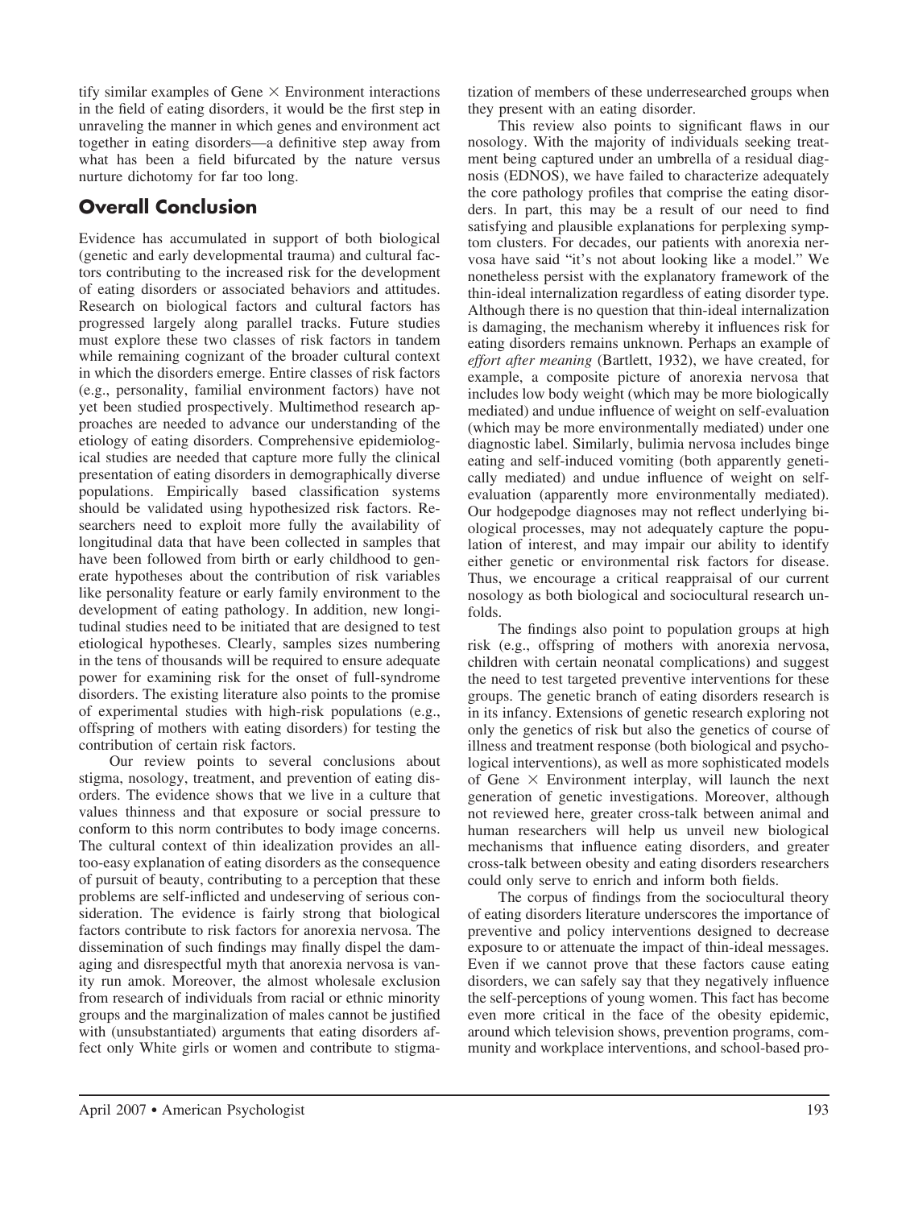tify similar examples of Gene × Environment interactions in the field of eating disorders, it would be the first step in unraveling the manner in which genes and environment act together in eating disorders—a definitive step away from what has been a field bifurcated by the nature versus nurture dichotomy for far too long.

## Overall Conclusion

Evidence has accumulated in support of both biological (genetic and early developmental trauma) and cultural factors contributing to the increased risk for the development of eating disorders or associated behaviors and attitudes. Research on biological factors and cultural factors has progressed largely along parallel tracks. Future studies must explore these two classes of risk factors in tandem while remaining cognizant of the broader cultural context in which the disorders emerge. Entire classes of risk factors (e.g., personality, familial environment factors) have not yet been studied prospectively. Multimethod research approaches are needed to advance our understanding of the etiology of eating disorders. Comprehensive epidemiological studies are needed that capture more fully the clinical presentation of eating disorders in demographically diverse populations. Empirically based classification systems should be validated using hypothesized risk factors. Researchers need to exploit more fully the availability of longitudinal data that have been collected in samples that have been followed from birth or early childhood to generate hypotheses about the contribution of risk variables like personality feature or early family environment to the development of eating pathology. In addition, new longitudinal studies need to be initiated that are designed to test etiological hypotheses. Clearly, samples sizes numbering in the tens of thousands will be required to ensure adequate power for examining risk for the onset of full-syndrome disorders. The existing literature also points to the promise of experimental studies with high-risk populations (e.g., offspring of mothers with eating disorders) for testing the contribution of certain risk factors.

Our review points to several conclusions about stigma, nosology, treatment, and prevention of eating disorders. The evidence shows that we live in a culture that values thinness and that exposure or social pressure to conform to this norm contributes to body image concerns. The cultural context of thin idealization provides an all-too-easy explanation of eating disorders as the consequence of pursuit of beauty, contributing to a perception that these problems are self-inflicted and undeserving of serious consideration. The evidence is fairly strong that biological factors contribute to risk factors for anorexia nervosa. The dissemination of such findings may finally dispel the damaging and disrespectful myth that anorexia nervosa is vanity run amok. Moreover, the almost wholesale exclusion from research of individuals from racial or ethnic minority groups and the marginalization of males cannot be justified with (unsubstantiated) arguments that eating disorders affect only White girls or women and contribute to stigmatization of members of these underresearched groups when they present with an eating disorder.

This review also points to significant flaws in our nosology. With the majority of individuals seeking treatment being captured under an umbrella of a residual diagnosis (EDNOS), we have failed to characterize adequately the core pathology profiles that comprise the eating disorders. In part, this may be a result of our need to find satisfying and plausible explanations for perplexing symptom clusters. For decades, our patients with anorexia nervosa have said "it's not about looking like a model." We nonetheless persist with the explanatory framework of the thin-ideal internalization regardless of eating disorder type. Although there is no question that thin-ideal internalization is damaging, the mechanism whereby it influences risk for eating disorders remains unknown. Perhaps an example of *effort after meaning* (Bartlett, 1932), we have created, for example, a composite picture of anorexia nervosa that includes low body weight (which may be more biologically mediated) and undue influence of weight on self-evaluation (which may be more environmentally mediated) under one diagnostic label. Similarly, bulimia nervosa includes binge eating and self-induced vomiting (both apparently genetically mediated) and undue influence of weight on self-evaluation (apparently more environmentally mediated). Our hodgepodge diagnoses may not reflect underlying biological processes, may not adequately capture the population of interest, and may impair our ability to identify either genetic or environmental risk factors for disease. Thus, we encourage a critical reappraisal of our current nosology as both biological and sociocultural research unfolds.

The findings also point to population groups at high risk (e.g., offspring of mothers with anorexia nervosa, children with certain neonatal complications) and suggest the need to test targeted preventive interventions for these groups. The genetic branch of eating disorders research is in its infancy. Extensions of genetic research exploring not only the genetics of risk but also the genetics of course of illness and treatment response (both biological and psychological interventions), as well as more sophisticated models of Gene × Environment interplay, will launch the next generation of genetic investigations. Moreover, although not reviewed here, greater cross-talk between animal and human researchers will help us unveil new biological mechanisms that influence eating disorders, and greater cross-talk between obesity and eating disorders researchers could only serve to enrich and inform both fields.

The corpus of findings from the sociocultural theory of eating disorders literature underscores the importance of preventive and policy interventions designed to decrease exposure to or attenuate the impact of thin-ideal messages. Even if we cannot prove that these factors cause eating disorders, we can safely say that they negatively influence the self-perceptions of young women. This fact has become even more critical in the face of the obesity epidemic, around which television shows, prevention programs, community and workplace interventions, and school-based pro-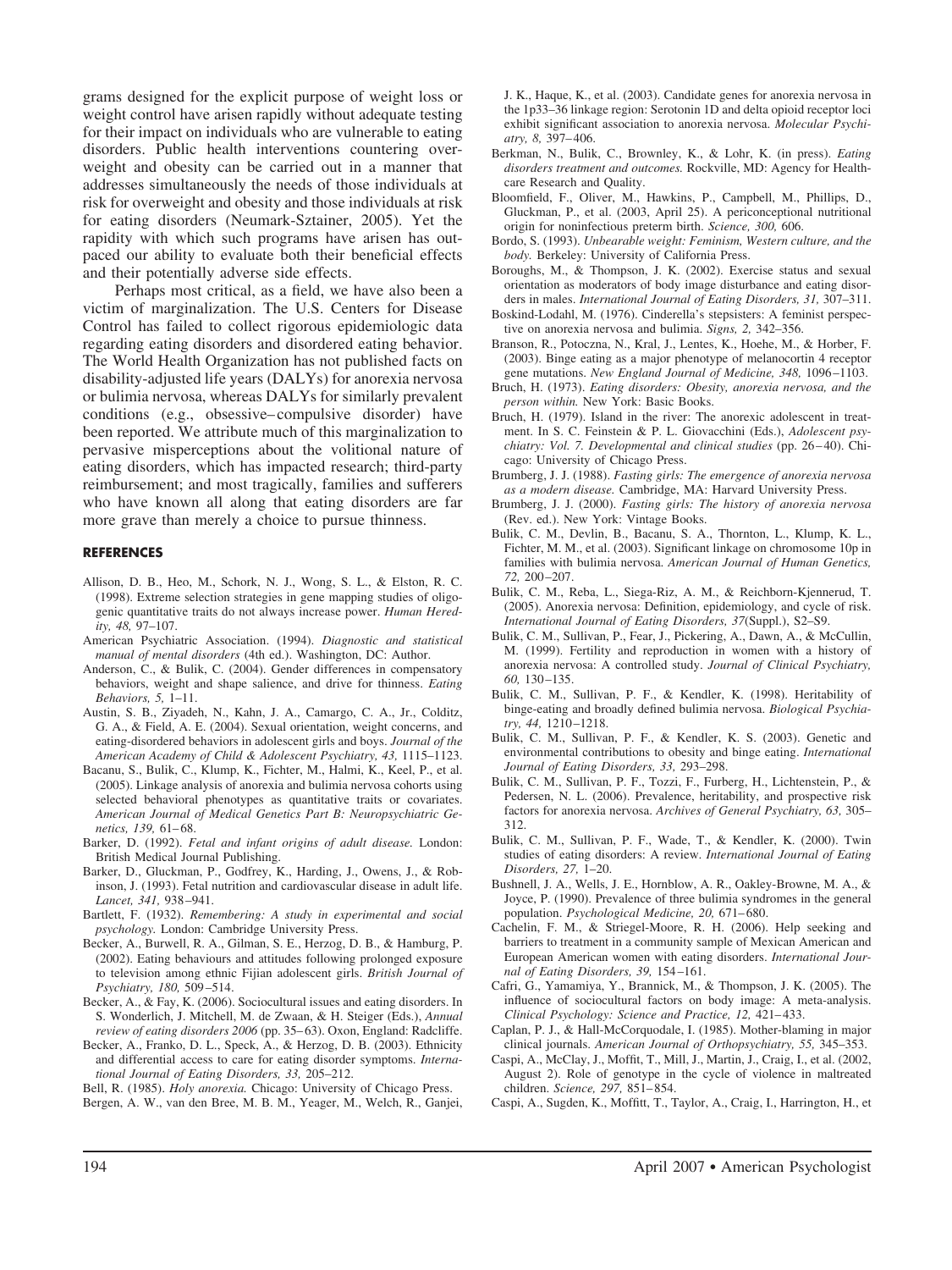grams designed for the explicit purpose of weight loss or weight control have arisen rapidly without adequate testing for their impact on individuals who are vulnerable to eating disorders. Public health interventions countering overweight and obesity can be carried out in a manner that addresses simultaneously the needs of those individuals at risk for overweight and obesity and those individuals at risk for eating disorders (Neumark-Sztainer, 2005). Yet the rapidity with which such programs have arisen has outpaced our ability to evaluate both their beneficial effects and their potentially adverse side effects.

Perhaps most critical, as a field, we have also been a victim of marginalization. The U.S. Centers for Disease Control has failed to collect rigorous epidemiologic data regarding eating disorders and disordered eating behavior. The World Health Organization has not published facts on disability-adjusted life years (DALYs) for anorexia nervosa or bulimia nervosa, whereas DALYs for similarly prevalent conditions (e.g., obsessive–compulsive disorder) have been reported. We attribute much of this marginalization to pervasive misperceptions about the volitional nature of eating disorders, which has impacted research; third-party reimbursement; and most tragically, families and sufferers who have known all along that eating disorders are far more grave than merely a choice to pursue thinness.

## REFERENCES

Allison, D. B., Heo, M., Schork, N. J., Wong, S. L., & Elston, R. C. (1998). Extreme selection strategies in gene mapping studies of oligogenic quantitative traits do not always increase power. *Human Heredity, 48,* 97–107.

American Psychiatric Association. (1994). *Diagnostic and statistical manual of mental disorders* (4th ed.). Washington, DC: Author.

Anderson, C., & Bulik, C. (2004). Gender differences in compensatory behaviors, weight and shape salience, and drive for thinness. *Eating Behaviors, 5,* 1–11.

Austin, S. B., Ziyadeh, N., Kahn, J. A., Camargo, C. A., Jr., Colditz, G. A., & Field, A. E. (2004). Sexual orientation, weight concerns, and eating-disordered behaviors in adolescent girls and boys. *Journal of the American Academy of Child & Adolescent Psychiatry, 43,* 1115–1123.

Bacanu, S., Bulik, C., Klump, K., Fichter, M., Halmi, K., Keel, P., et al. (2005). Linkage analysis of anorexia and bulimia nervosa cohorts using selected behavioral phenotypes as quantitative traits or covariates. *American Journal of Medical Genetics Part B: Neuropsychiatric Genetics, 139,* 61–68.

Barker, D. (1992). *Fetal and infant origins of adult disease.* London: British Medical Journal Publishing.

Barker, D., Gluckman, P., Godfrey, K., Harding, J., Owens, J., & Robinson, J. (1993). Fetal nutrition and cardiovascular disease in adult life. *Lancet, 341,* 938–941.

Bartlett, F. (1932). *Remembering: A study in experimental and social psychology.* London: Cambridge University Press.

Becker, A., Burwell, R. A., Gilman, S. E., Herzog, D. B., & Hamburg, P. (2002). Eating behaviours and attitudes following prolonged exposure to television among ethnic Fijian adolescent girls. *British Journal of Psychiatry, 180,* 509–514.

Becker, A., & Fay, K. (2006). Sociocultural issues and eating disorders. In S. Wonderlich, J. Mitchell, M. de Zwaan, & H. Steiger (Eds.), *Annual review of eating disorders 2006* (pp. 35–63). Oxon, England: Radcliffe.

Becker, A., Franko, D. L., Speck, A., & Herzog, D. B. (2003). Ethnicity and differential access to care for eating disorder symptoms. *International Journal of Eating Disorders, 33,* 205–212.

Bell, R. (1985). *Holy anorexia.* Chicago: University of Chicago Press.

Bergen, A. W., van den Bree, M. B. M., Yeager, M., Welch, R., Ganjei, J. K., Haque, K., et al. (2003). Candidate genes for anorexia nervosa in the 1p33–36 linkage region: Serotonin 1D and delta opioid receptor loci exhibit significant association to anorexia nervosa. *Molecular Psychiatry, 8,* 397–406.

Berkman, N., Bulik, C., Brownley, K., & Lohr, K. (in press). *Eating disorders treatment and outcomes.* Rockville, MD: Agency for Healthcare Research and Quality.

Bloomfield, F., Oliver, M., Hawkins, P., Campbell, M., Phillips, D., Gluckman, P., et al. (2003, April 25). A periconceptional nutritional origin for noninfectious preterm birth. *Science, 300,* 606.

Bordo, S. (1993). *Unbearable weight: Feminism, Western culture, and the body.* Berkeley: University of California Press.

Boroughs, M., & Thompson, J. K. (2002). Exercise status and sexual orientation as moderators of body image disturbance and eating disorders in males. *International Journal of Eating Disorders, 31,* 307–311.

Boskind-Lodahl, M. (1976). Cinderella's stepsisters: A feminist perspective on anorexia nervosa and bulimia. *Signs, 2,* 342–356.

Branson, R., Potoczna, N., Kral, J., Lentes, K., Hoehe, M., & Horber, F. (2003). Binge eating as a major phenotype of melanocortin 4 receptor gene mutations. *New England Journal of Medicine, 348,* 1096–1103.

Bruch, H. (1973). *Eating disorders: Obesity, anorexia nervosa, and the person within.* New York: Basic Books.

Bruch, H. (1979). Island in the river: The anorexic adolescent in treatment. In S. C. Feinstein & P. L. Giovacchini (Eds.), *Adolescent psychiatry: Vol. 7. Developmental and clinical studies* (pp. 26–40). Chicago: University of Chicago Press.

Brumberg, J. J. (1988). *Fasting girls: The emergence of anorexia nervosa as a modern disease.* Cambridge, MA: Harvard University Press.

Brumberg, J. J. (2000). *Fasting girls: The history of anorexia nervosa* (Rev. ed.). New York: Vintage Books.

Bulik, C. M., Devlin, B., Bacanu, S. A., Thornton, L., Klump, K. L., Fichter, M. M., et al. (2003). Significant linkage on chromosome 10p in families with bulimia nervosa. *American Journal of Human Genetics, 72,* 200–207.

Bulik, C. M., Reba, L., Siega-Riz, A. M., & Reichborn-Kjennerud, T. (2005). Anorexia nervosa: Definition, epidemiology, and cycle of risk. *International Journal of Eating Disorders, 37*(Suppl.), S2–S9.

Bulik, C. M., Sullivan, P., Fear, J., Pickering, A., Dawn, A., & McCullin, M. (1999). Fertility and reproduction in women with a history of anorexia nervosa: A controlled study. *Journal of Clinical Psychiatry, 60,* 130–135.

Bulik, C. M., Sullivan, P. F., & Kendler, K. (1998). Heritability of binge-eating and broadly defined bulimia nervosa. *Biological Psychiatry, 44,* 1210–1218.

Bulik, C. M., Sullivan, P. F., & Kendler, K. S. (2003). Genetic and environmental contributions to obesity and binge eating. *International Journal of Eating Disorders, 33,* 293–298.

Bulik, C. M., Sullivan, P. F., Tozzi, F., Furberg, H., Lichtenstein, P., & Pedersen, N. L. (2006). Prevalence, heritability, and prospective risk factors for anorexia nervosa. *Archives of General Psychiatry, 63,* 305–312.

Bulik, C. M., Sullivan, P. F., Wade, T., & Kendler, K. (2000). Twin studies of eating disorders: A review. *International Journal of Eating Disorders, 27,* 1–20.

Bushnell, J. A., Wells, J. E., Hornblow, A. R., Oakley-Browne, M. A., & Joyce, P. (1990). Prevalence of three bulimia syndromes in the general population. *Psychological Medicine, 20,* 671–680.

Cachelin, F. M., & Striegel-Moore, R. H. (2006). Help seeking and barriers to treatment in a community sample of Mexican American and European American women with eating disorders. *International Journal of Eating Disorders, 39,* 154–161.

Cafri, G., Yamamiya, Y., Brannick, M., & Thompson, J. K. (2005). The influence of sociocultural factors on body image: A meta-analysis. *Clinical Psychology: Science and Practice, 12,* 421–433.

Caplan, P. J., & Hall-McCorquodale, I. (1985). Mother-blaming in major clinical journals. *American Journal of Orthopsychiatry, 55,* 345–353.

Caspi, A., McClay, J., Moffit, T., Mill, J., Martin, J., Craig, I., et al. (2002, August 2). Role of genotype in the cycle of violence in maltreated children. *Science, 297,* 851–854.

Caspi, A., Sugden, K., Moffitt, T., Taylor, A., Craig, I., Harrington, H., et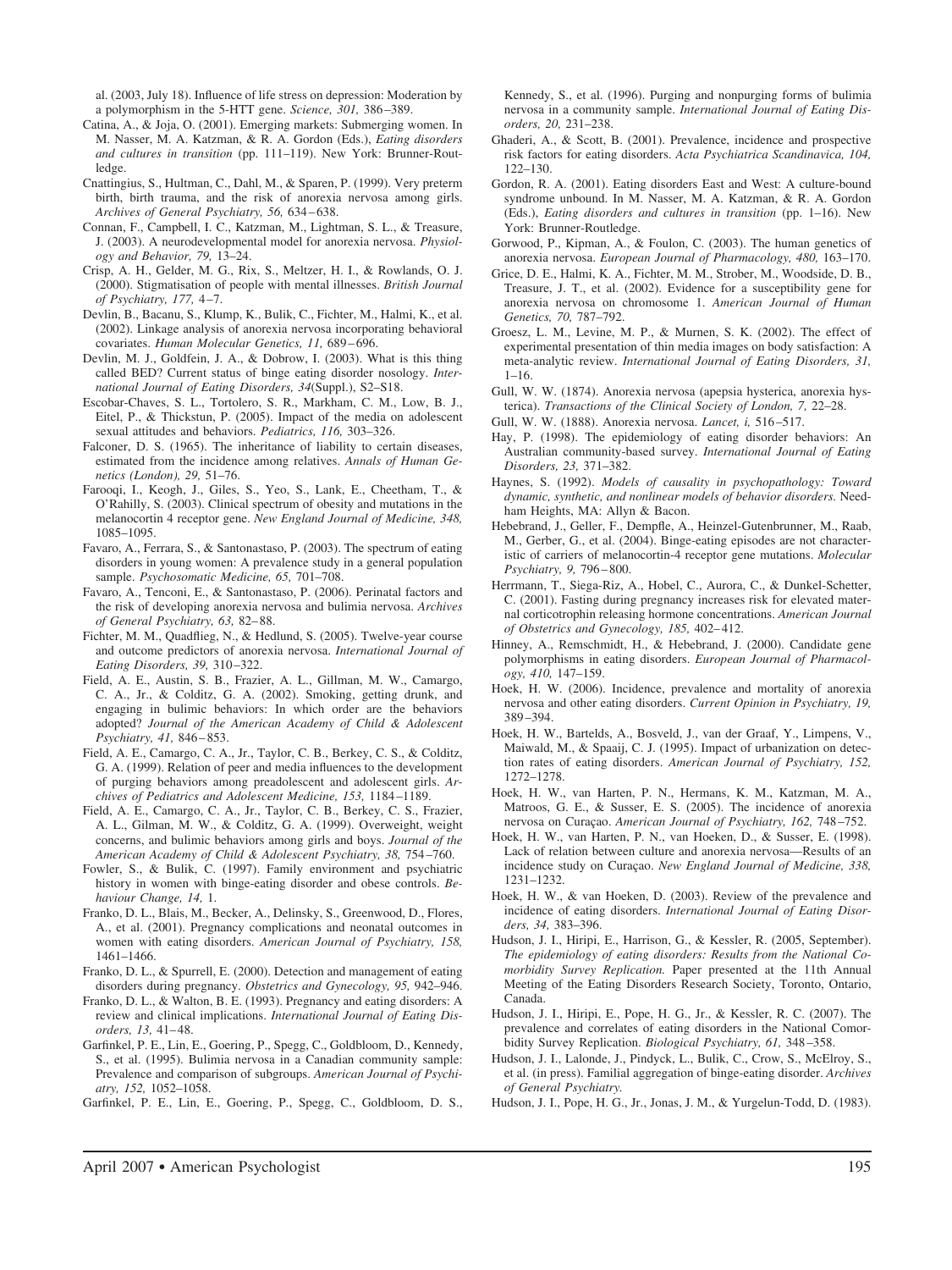al. (2003, July 18). Influence of life stress on depression: Moderation by a polymorphism in the 5-HTT gene. *Science, 301,* 386–389.

Catina, A., & Joja, O. (2001). Emerging markets: Submerging women. In M. Nasser, M. A. Katzman, & R. A. Gordon (Eds.), *Eating disorders and cultures in transition* (pp. 111–119). New York: Brunner-Routledge.

Cnattingius, S., Hultman, C., Dahl, M., & Sparen, P. (1999). Very preterm birth, birth trauma, and the risk of anorexia nervosa among girls. *Archives of General Psychiatry, 56,* 634–638.

Connan, F., Campbell, I. C., Katzman, M., Lightman, S. L., & Treasure, J. (2003). A neurodevelopmental model for anorexia nervosa. *Physiology and Behavior, 79,* 13–24.

Crisp, A. H., Gelder, M. G., Rix, S., Meltzer, H. I., & Rowlands, O. J. (2000). Stigmatisation of people with mental illnesses. *British Journal of Psychiatry, 177,* 4–7.

Devlin, B., Bacanu, S., Klump, K., Bulik, C., Fichter, M., Halmi, K., et al. (2002). Linkage analysis of anorexia nervosa incorporating behavioral covariates. *Human Molecular Genetics, 11,* 689–696.

Devlin, M. J., Goldfein, J. A., & Dobrow, I. (2003). What is this thing called BED? Current status of binge eating disorder nosology. *International Journal of Eating Disorders, 34*(Suppl.), S2–S18.

Escobar-Chaves, S. L., Tortolero, S. R., Markham, C. M., Low, B. J., Eitel, P., & Thickstun, P. (2005). Impact of the media on adolescent sexual attitudes and behaviors. *Pediatrics, 116,* 303–326.

Falconer, D. S. (1965). The inheritance of liability to certain diseases, estimated from the incidence among relatives. *Annals of Human Genetics (London), 29,* 51–76.

Farooqi, I., Keogh, J., Giles, S., Yeo, S., Lank, E., Cheetham, T., & O'Rahilly, S. (2003). Clinical spectrum of obesity and mutations in the melanocortin 4 receptor gene. *New England Journal of Medicine, 348,* 1085–1095.

Favaro, A., Ferrara, S., & Santonastaso, P. (2003). The spectrum of eating disorders in young women: A prevalence study in a general population sample. *Psychosomatic Medicine, 65,* 701–708.

Favaro, A., Tenconi, E., & Santonastaso, P. (2006). Perinatal factors and the risk of developing anorexia nervosa and bulimia nervosa. *Archives of General Psychiatry, 63,* 82–88.

Fichter, M. M., Quadflieg, N., & Hedlund, S. (2005). Twelve-year course and outcome predictors of anorexia nervosa. *International Journal of Eating Disorders, 39,* 310–322.

Field, A. E., Austin, S. B., Frazier, A. L., Gillman, M. W., Camargo, C. A., Jr., & Colditz, G. A. (2002). Smoking, getting drunk, and engaging in bulimic behaviors: In which order are the behaviors adopted? *Journal of the American Academy of Child & Adolescent Psychiatry, 41,* 846–853.

Field, A. E., Camargo, C. A., Jr., Taylor, C. B., Berkey, C. S., & Colditz, G. A. (1999). Relation of peer and media influences to the development of purging behaviors among preadolescent and adolescent girls. *Archives of Pediatrics and Adolescent Medicine, 153,* 1184–1189.

Field, A. E., Camargo, C. A., Jr., Taylor, C. B., Berkey, C. S., Frazier, A. L., Gilman, M. W., & Colditz, G. A. (1999). Overweight, weight concerns, and bulimic behaviors among girls and boys. *Journal of the American Academy of Child & Adolescent Psychiatry, 38,* 754–760.

Fowler, S., & Bulik, C. (1997). Family environment and psychiatric history in women with binge-eating disorder and obese controls. *Behaviour Change, 14,* 1.

Franko, D. L., Blais, M., Becker, A., Delinsky, S., Greenwood, D., Flores, A., et al. (2001). Pregnancy complications and neonatal outcomes in women with eating disorders. *American Journal of Psychiatry, 158,* 1461–1466.

Franko, D. L., & Spurrell, E. (2000). Detection and management of eating disorders during pregnancy. *Obstetrics and Gynecology, 95,* 942–946.

Franko, D. L., & Walton, B. E. (1993). Pregnancy and eating disorders: A review and clinical implications. *International Journal of Eating Disorders, 13,* 41–48.

Garfinkel, P. E., Lin, E., Goering, P., Spegg, C., Goldbloom, D., Kennedy, S., et al. (1995). Bulimia nervosa in a Canadian community sample: Prevalence and comparison of subgroups. *American Journal of Psychiatry, 152,* 1052–1058.

Garfinkel, P. E., Lin, E., Goering, P., Spegg, C., Goldbloom, D. S., Kennedy, S., et al. (1996). Purging and nonpurging forms of bulimia nervosa in a community sample. *International Journal of Eating Disorders, 20,* 231–238.

Ghaderi, A., & Scott, B. (2001). Prevalence, incidence and prospective risk factors for eating disorders. *Acta Psychiatrica Scandinavica, 104,* 122–130.

Gordon, R. A. (2001). Eating disorders East and West: A culture-bound syndrome unbound. In M. Nasser, M. A. Katzman, & R. A. Gordon (Eds.), *Eating disorders and cultures in transition* (pp. 1–16). New York: Brunner-Routledge.

Gorwood, P., Kipman, A., & Foulon, C. (2003). The human genetics of anorexia nervosa. *European Journal of Pharmacology, 480,* 163–170.

Grice, D. E., Halmi, K. A., Fichter, M. M., Strober, M., Woodside, D. B., Treasure, J. T., et al. (2002). Evidence for a susceptibility gene for anorexia nervosa on chromosome 1. *American Journal of Human Genetics, 70,* 787–792.

Groesz, L. M., Levine, M. P., & Murnen, S. K. (2002). The effect of experimental presentation of thin media images on body satisfaction: A meta-analytic review. *International Journal of Eating Disorders, 31,* 1–16.

Gull, W. W. (1874). Anorexia nervosa (apepsia hysterica, anorexia hysterica). *Transactions of the Clinical Society of London, 7,* 22–28.

Gull, W. W. (1888). Anorexia nervosa. *Lancet, i,* 516–517.

Hay, P. (1998). The epidemiology of eating disorder behaviors: An Australian community-based survey. *International Journal of Eating Disorders, 23,* 371–382.

Haynes, S. (1992). *Models of causality in psychopathology: Toward dynamic, synthetic, and nonlinear models of behavior disorders.* Needham Heights, MA: Allyn & Bacon.

Hebebrand, J., Geller, F., Dempfle, A., Heinzel-Gutenbrunner, M., Raab, M., Gerber, G., et al. (2004). Binge-eating episodes are not characteristic of carriers of melanocortin-4 receptor gene mutations. *Molecular Psychiatry, 9,* 796–800.

Herrmann, T., Siega-Riz, A., Hobel, C., Aurora, C., & Dunkel-Schetter, C. (2001). Fasting during pregnancy increases risk for elevated maternal corticotrophin releasing hormone concentrations. *American Journal of Obstetrics and Gynecology, 185,* 402–412.

Hinney, A., Remschmidt, H., & Hebebrand, J. (2000). Candidate gene polymorphisms in eating disorders. *European Journal of Pharmacology, 410,* 147–159.

Hoek, H. W. (2006). Incidence, prevalence and mortality of anorexia nervosa and other eating disorders. *Current Opinion in Psychiatry, 19,* 389–394.

Hoek, H. W., Bartelds, A., Bosveld, J., van der Graaf, Y., Limpens, V., Maiwald, M., & Spaaij, C. J. (1995). Impact of urbanization on detection rates of eating disorders. *American Journal of Psychiatry, 152,* 1272–1278.

Hoek, H. W., van Harten, P. N., Hermans, K. M., Katzman, M. A., Matroos, G. E., & Susser, E. S. (2005). The incidence of anorexia nervosa on Curaçao. *American Journal of Psychiatry, 162,* 748–752.

Hoek, H. W., van Harten, P. N., van Hoeken, D., & Susser, E. (1998). Lack of relation between culture and anorexia nervosa—Results of an incidence study on Curaçao. *New England Journal of Medicine, 338,* 1231–1232.

Hoek, H. W., & van Hoeken, D. (2003). Review of the prevalence and incidence of eating disorders. *International Journal of Eating Disorders, 34,* 383–396.

Hudson, J. I., Hiripi, E., Harrison, G., & Kessler, R. (2005, September). *The epidemiology of eating disorders: Results from the National Comorbidity Survey Replication.* Paper presented at the 11th Annual Meeting of the Eating Disorders Research Society, Toronto, Ontario, Canada.

Hudson, J. I., Hiripi, E., Pope, H. G., Jr., & Kessler, R. C. (2007). The prevalence and correlates of eating disorders in the National Comorbidity Survey Replication. *Biological Psychiatry, 61,* 348–358.

Hudson, J. I., Lalonde, J., Pindyck, L., Bulik, C., Crow, S., McElroy, S., et al. (in press). Familial aggregation of binge-eating disorder. *Archives of General Psychiatry.*

Hudson, J. I., Pope, H. G., Jr., Jonas, J. M., & Yurgelun-Todd, D. (1983).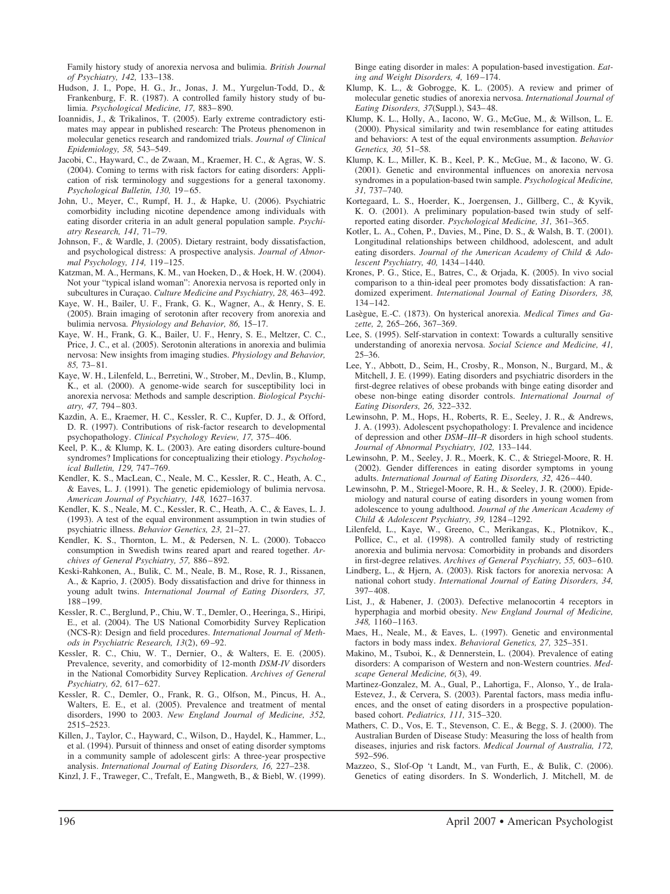Family history study of anorexia nervosa and bulimia. *British Journal of Psychiatry, 142,* 133–138.

Hudson, J. I., Pope, H. G., Jr., Jonas, J. M., Yurgelun-Todd, D., & Frankenburg, F. R. (1987). A controlled family history study of bulimia. *Psychological Medicine, 17,* 883–890.

Ioannidis, J., & Trikalinos, T. (2005). Early extreme contradictory estimates may appear in published research: The Proteus phenomenon in molecular genetics research and randomized trials. *Journal of Clinical Epidemiology, 58,* 543–549.

Jacobi, C., Hayward, C., de Zwaan, M., Kraemer, H. C., & Agras, W. S. (2004). Coming to terms with risk factors for eating disorders: Application of risk terminology and suggestions for a general taxonomy. *Psychological Bulletin, 130,* 19–65.

John, U., Meyer, C., Rumpf, H. J., & Hapke, U. (2006). Psychiatric comorbidity including nicotine dependence among individuals with eating disorder criteria in an adult general population sample. *Psychiatry Research, 141,* 71–79.

Johnson, F., & Wardle, J. (2005). Dietary restraint, body dissatisfaction, and psychological distress: A prospective analysis. *Journal of Abnormal Psychology, 114,* 119–125.

Katzman, M. A., Hermans, K. M., van Hoeken, D., & Hoek, H. W. (2004). Not your "typical island woman": Anorexia nervosa is reported only in subcultures in Curaçao. *Culture Medicine and Psychiatry, 28,* 463–492.

Kaye, W. H., Bailer, U. F., Frank, G. K., Wagner, A., & Henry, S. E. (2005). Brain imaging of serotonin after recovery from anorexia and bulimia nervosa. *Physiology and Behavior, 86,* 15–17.

Kaye, W. H., Frank, G. K., Bailer, U. F., Henry, S. E., Meltzer, C. C., Price, J. C., et al. (2005). Serotonin alterations in anorexia and bulimia nervosa: New insights from imaging studies. *Physiology and Behavior, 85,* 73–81.

Kaye, W. H., Lilenfeld, L., Berretini, W., Strober, M., Devlin, B., Klump, K., et al. (2000). A genome-wide search for susceptibility loci in anorexia nervosa: Methods and sample description. *Biological Psychiatry, 47,* 794–803.

Kazdin, A. E., Kraemer, H. C., Kessler, R. C., Kupfer, D. J., & Offord, D. R. (1997). Contributions of risk-factor research to developmental psychopathology. *Clinical Psychology Review, 17,* 375–406.

Keel, P. K., & Klump, K. L. (2003). Are eating disorders culture-bound syndromes? Implications for conceptualizing their etiology. *Psychological Bulletin, 129,* 747–769.

Kendler, K. S., MacLean, C., Neale, M. C., Kessler, R. C., Heath, A. C., & Eaves, L. J. (1991). The genetic epidemiology of bulimia nervosa. *American Journal of Psychiatry, 148,* 1627–1637.

Kendler, K. S., Neale, M. C., Kessler, R. C., Heath, A. C., & Eaves, L. J. (1993). A test of the equal environment assumption in twin studies of psychiatric illness. *Behavior Genetics, 23,* 21–27.

Kendler, K. S., Thornton, L. M., & Pedersen, N. L. (2000). Tobacco consumption in Swedish twins reared apart and reared together. *Archives of General Psychiatry, 57,* 886–892.

Keski-Rahkonen, A., Bulik, C. M., Neale, B. M., Rose, R. J., Rissanen, A., & Kaprio, J. (2005). Body dissatisfaction and drive for thinness in young adult twins. *International Journal of Eating Disorders, 37,* 188–199.

Kessler, R. C., Berglund, P., Chiu, W. T., Demler, O., Heeringa, S., Hiripi, E., et al. (2004). The US National Comorbidity Survey Replication (NCS-R): Design and field procedures. *International Journal of Methods in Psychiatric Research, 13*(2), 69–92.

Kessler, R. C., Chiu, W. T., Dernier, O., & Walters, E. E. (2005). Prevalence, severity, and comorbidity of 12-month *DSM-IV* disorders in the National Comorbidity Survey Replication. *Archives of General Psychiatry, 62,* 617–627.

Kessler, R. C., Demler, O., Frank, R. G., Olfson, M., Pincus, H. A., Walters, E. E., et al. (2005). Prevalence and treatment of mental disorders, 1990 to 2003. *New England Journal of Medicine, 352,* 2515–2523.

Killen, J., Taylor, C., Hayward, C., Wilson, D., Haydel, K., Hammer, L., et al. (1994). Pursuit of thinness and onset of eating disorder symptoms in a community sample of adolescent girls: A three-year prospective analysis. *International Journal of Eating Disorders, 16,* 227–238.

Kinzl, J. F., Traweger, C., Trefalt, E., Mangweth, B., & Biebl, W. (1999). Binge eating disorder in males: A population-based investigation. *Eating and Weight Disorders, 4,* 169–174.

Klump, K. L., & Gobrogge, K. L. (2005). A review and primer of molecular genetic studies of anorexia nervosa. *International Journal of Eating Disorders, 37*(Suppl.), S43–48.

Klump, K. L., Holly, A., Iacono, W. G., McGue, M., & Willson, L. E. (2000). Physical similarity and twin resemblance for eating attitudes and behaviors: A test of the equal environments assumption. *Behavior Genetics, 30,* 51–58.

Klump, K. L., Miller, K. B., Keel, P. K., McGue, M., & Iacono, W. G. (2001). Genetic and environmental influences on anorexia nervosa syndromes in a population-based twin sample. *Psychological Medicine, 31,* 737–740.

Kortegaard, L. S., Hoerder, K., Joergensen, J., Gillberg, C., & Kyvik, K. O. (2001). A preliminary population-based twin study of self-reported eating disorder. *Psychological Medicine, 31,* 361–365.

Kotler, L. A., Cohen, P., Davies, M., Pine, D. S., & Walsh, B. T. (2001). Longitudinal relationships between childhood, adolescent, and adult eating disorders. *Journal of the American Academy of Child & Adolescent Psychiatry, 40,* 1434–1440.

Krones, P. G., Stice, E., Batres, C., & Orjada, K. (2005). In vivo social comparison to a thin-ideal peer promotes body dissatisfaction: A randomized experiment. *International Journal of Eating Disorders, 38,* 134–142.

Lasègue, E.-C. (1873). On hysterical anorexia. *Medical Times and Gazette, 2,* 265–266, 367–369.

Lee, S. (1995). Self-starvation in context: Towards a culturally sensitive understanding of anorexia nervosa. *Social Science and Medicine, 41,* 25–36.

Lee, Y., Abbott, D., Seim, H., Crosby, R., Monson, N., Burgard, M., & Mitchell, J. E. (1999). Eating disorders and psychiatric disorders in the first-degree relatives of obese probands with binge eating disorder and obese non-binge eating disorder controls. *International Journal of Eating Disorders, 26,* 322–332.

Lewinsohn, P. M., Hops, H., Roberts, R. E., Seeley, J. R., & Andrews, J. A. (1993). Adolescent psychopathology: I. Prevalence and incidence of depression and other *DSM–III–R* disorders in high school students. *Journal of Abnormal Psychiatry, 102,* 133–144.

Lewinsohn, P. M., Seeley, J. R., Moerk, K. C., & Striegel-Moore, R. H. (2002). Gender differences in eating disorder symptoms in young adults. *International Journal of Eating Disorders, 32,* 426–440.

Lewinsohn, P. M., Striegel-Moore, R. H., & Seeley, J. R. (2000). Epidemiology and natural course of eating disorders in young women from adolescence to young adulthood. *Journal of the American Academy of Child & Adolescent Psychiatry, 39,* 1284–1292.

Lilenfeld, L., Kaye, W., Greeno, C., Merikangas, K., Plotnikov, K., Pollice, C., et al. (1998). A controlled family study of restricting anorexia and bulimia nervosa: Comorbidity in probands and disorders in first-degree relatives. *Archives of General Psychiatry, 55,* 603–610.

Lindberg, L., & Hjern, A. (2003). Risk factors for anorexia nervosa: A national cohort study. *International Journal of Eating Disorders, 34,* 397–408.

List, J., & Habener, J. (2003). Defective melanocortin 4 receptors in hyperphagia and morbid obesity. *New England Journal of Medicine, 348,* 1160–1163.

Maes, H., Neale, M., & Eaves, L. (1997). Genetic and environmental factors in body mass index. *Behavioral Genetics, 27,* 325–351.

Makino, M., Tsuboi, K., & Dennerstein, L. (2004). Prevalence of eating disorders: A comparison of Western and non-Western countries. *Medscape General Medicine, 6*(3), 49.

Martinez-Gonzalez, M. A., Gual, P., Lahortiga, F., Alonso, Y., de Irala-Estevez, J., & Cervera, S. (2003). Parental factors, mass media influences, and the onset of eating disorders in a prospective population-based cohort. *Pediatrics, 111,* 315–320.

Mathers, C. D., Vos, E. T., Stevenson, C. E., & Begg, S. J. (2000). The Australian Burden of Disease Study: Measuring the loss of health from diseases, injuries and risk factors. *Medical Journal of Australia, 172,* 592–596.

Mazzeo, S., Slof-Op 't Landt, M., van Furth, E., & Bulik, C. (2006). Genetics of eating disorders. In S. Wonderlich, J. Mitchell, M. de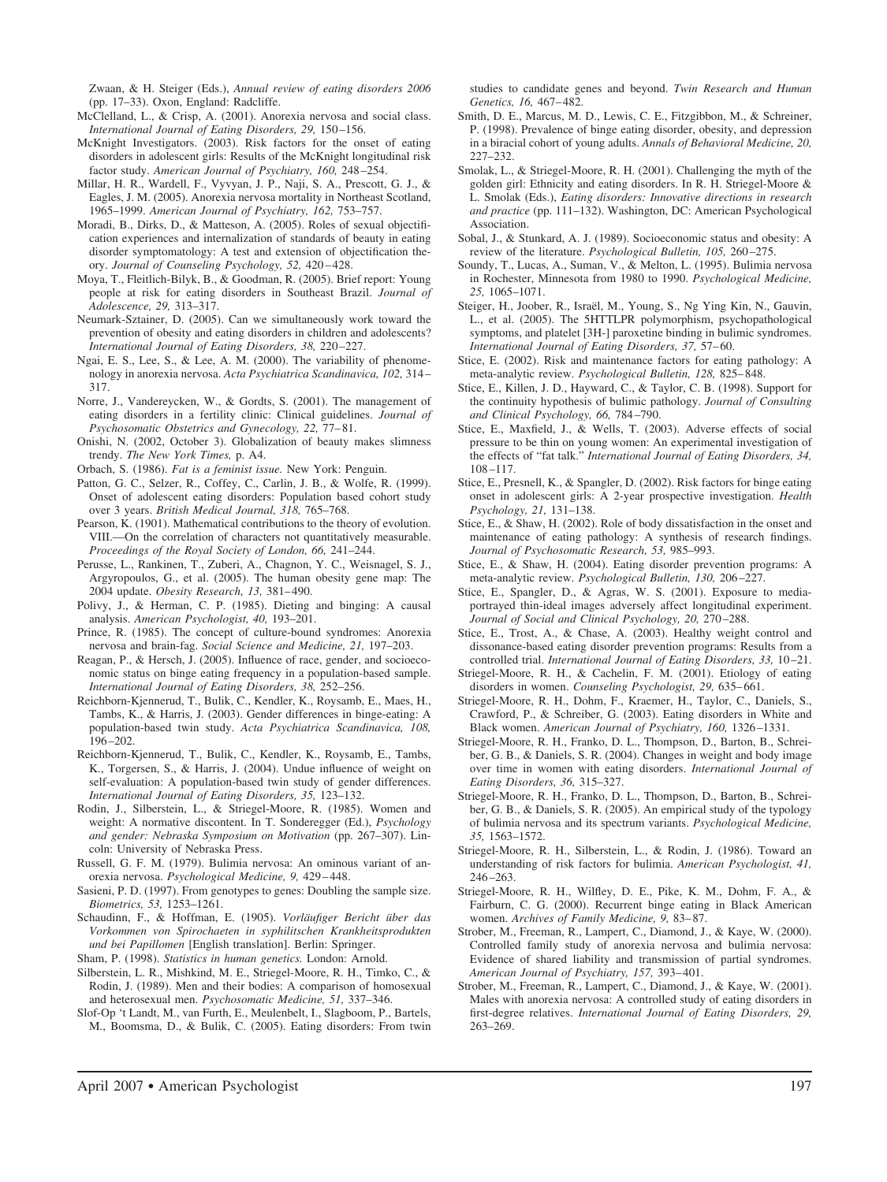Zwaan, & H. Steiger (Eds.), *Annual review of eating disorders 2006* (pp. 17–33). Oxon, England: Radcliffe.

McClelland, L., & Crisp, A. (2001). Anorexia nervosa and social class. *International Journal of Eating Disorders, 29,* 150–156.

McKnight Investigators. (2003). Risk factors for the onset of eating disorders in adolescent girls: Results of the McKnight longitudinal risk factor study. *American Journal of Psychiatry, 160,* 248–254.

Millar, H. R., Wardell, F., Vyvyan, J. P., Naji, S. A., Prescott, G. J., & Eagles, J. M. (2005). Anorexia nervosa mortality in Northeast Scotland, 1965–1999. *American Journal of Psychiatry, 162,* 753–757.

Moradi, B., Dirks, D., & Matteson, A. (2005). Roles of sexual objectification experiences and internalization of standards of beauty in eating disorder symptomatology: A test and extension of objectification theory. *Journal of Counseling Psychology, 52,* 420–428.

Moya, T., Fleitlich-Bilyk, B., & Goodman, R. (2005). Brief report: Young people at risk for eating disorders in Southeast Brazil. *Journal of Adolescence, 29,* 313–317.

Neumark-Sztainer, D. (2005). Can we simultaneously work toward the prevention of obesity and eating disorders in children and adolescents? *International Journal of Eating Disorders, 38,* 220–227.

Ngai, E. S., Lee, S., & Lee, A. M. (2000). The variability of phenomenology in anorexia nervosa. *Acta Psychiatrica Scandinavica, 102,* 314–317.

Norre, J., Vandereycken, W., & Gordts, S. (2001). The management of eating disorders in a fertility clinic: Clinical guidelines. *Journal of Psychosomatic Obstetrics and Gynecology, 22,* 77–81.

Onishi, N. (2002, October 3). Globalization of beauty makes slimness trendy. *The New York Times,* p. A4.

Orbach, S. (1986). *Fat is a feminist issue.* New York: Penguin.

Patton, G. C., Selzer, R., Coffey, C., Carlin, J. B., & Wolfe, R. (1999). Onset of adolescent eating disorders: Population based cohort study over 3 years. *British Medical Journal, 318,* 765–768.

Pearson, K. (1901). Mathematical contributions to the theory of evolution. VIII.—On the correlation of characters not quantitatively measurable. *Proceedings of the Royal Society of London, 66,* 241–244.

Perusse, L., Rankinen, T., Zuberi, A., Chagnon, Y. C., Weisnagel, S. J., Argyropoulos, G., et al. (2005). The human obesity gene map: The 2004 update. *Obesity Research, 13,* 381–490.

Polivy, J., & Herman, C. P. (1985). Dieting and binging: A causal analysis. *American Psychologist, 40,* 193–201.

Prince, R. (1985). The concept of culture-bound syndromes: Anorexia nervosa and brain-fag. *Social Science and Medicine, 21,* 197–203.

Reagan, P., & Hersch, J. (2005). Influence of race, gender, and socioeconomic status on binge eating frequency in a population-based sample. *International Journal of Eating Disorders, 38,* 252–256.

Reichborn-Kjennerud, T., Bulik, C., Kendler, K., Roysamb, E., Maes, H., Tambs, K., & Harris, J. (2003). Gender differences in binge-eating: A population-based twin study. *Acta Psychiatrica Scandinavica, 108,* 196–202.

Reichborn-Kjennerud, T., Bulik, C., Kendler, K., Roysamb, E., Tambs, K., Torgersen, S., & Harris, J. (2004). Undue influence of weight on self-evaluation: A population-based twin study of gender differences. *International Journal of Eating Disorders, 35,* 123–132.

Rodin, J., Silberstein, L., & Striegel-Moore, R. (1985). Women and weight: A normative discontent. In T. Sonderegger (Ed.), *Psychology and gender: Nebraska Symposium on Motivation* (pp. 267–307). Lincoln: University of Nebraska Press.

Russell, G. F. M. (1979). Bulimia nervosa: An ominous variant of anorexia nervosa. *Psychological Medicine, 9,* 429–448.

Sasieni, P. D. (1997). From genotypes to genes: Doubling the sample size. *Biometrics, 53,* 1253–1261.

Schaudinn, F., & Hoffman, E. (1905). *Vorläufiger Bericht über das Vorkommen von Spirochaeten in syphilitschen Krankheitsprodukten und bei Papillomen* [English translation]. Berlin: Springer.

Sham, P. (1998). *Statistics in human genetics.* London: Arnold.

Silberstein, L. R., Mishkind, M. E., Striegel-Moore, R. H., Timko, C., & Rodin, J. (1989). Men and their bodies: A comparison of homosexual and heterosexual men. *Psychosomatic Medicine, 51,* 337–346.

Slof-Op 't Landt, M., van Furth, E., Meulenbelt, I., Slagboom, P., Bartels, M., Boomsma, D., & Bulik, C. (2005). Eating disorders: From twin studies to candidate genes and beyond. *Twin Research and Human Genetics, 16,* 467–482.

Smith, D. E., Marcus, M. D., Lewis, C. E., Fitzgibbon, M., & Schreiner, P. (1998). Prevalence of binge eating disorder, obesity, and depression in a biracial cohort of young adults. *Annals of Behavioral Medicine, 20,* 227–232.

Smolak, L., & Striegel-Moore, R. H. (2001). Challenging the myth of the golden girl: Ethnicity and eating disorders. In R. H. Striegel-Moore & L. Smolak (Eds.), *Eating disorders: Innovative directions in research and practice* (pp. 111–132). Washington, DC: American Psychological Association.

Sobal, J., & Stunkard, A. J. (1989). Socioeconomic status and obesity: A review of the literature. *Psychological Bulletin, 105,* 260–275.

Soundy, T., Lucas, A., Suman, V., & Melton, L. (1995). Bulimia nervosa in Rochester, Minnesota from 1980 to 1990. *Psychological Medicine, 25,* 1065–1071.

Steiger, H., Joober, R., Israël, M., Young, S., Ng Ying Kin, N., Gauvin, L., et al. (2005). The 5HTTLPR polymorphism, psychopathological symptoms, and platelet [3H-] paroxetine binding in bulimic syndromes. *International Journal of Eating Disorders, 37,* 57–60.

Stice, E. (2002). Risk and maintenance factors for eating pathology: A meta-analytic review. *Psychological Bulletin, 128,* 825–848.

Stice, E., Killen, J. D., Hayward, C., & Taylor, C. B. (1998). Support for the continuity hypothesis of bulimic pathology. *Journal of Consulting and Clinical Psychology, 66,* 784–790.

Stice, E., Maxfield, J., & Wells, T. (2003). Adverse effects of social pressure to be thin on young women: An experimental investigation of the effects of "fat talk." *International Journal of Eating Disorders, 34,* 108–117.

Stice, E., Presnell, K., & Spangler, D. (2002). Risk factors for binge eating onset in adolescent girls: A 2-year prospective investigation. *Health Psychology, 21,* 131–138.

Stice, E., & Shaw, H. (2002). Role of body dissatisfaction in the onset and maintenance of eating pathology: A synthesis of research findings. *Journal of Psychosomatic Research, 53,* 985–993.

Stice, E., & Shaw, H. (2004). Eating disorder prevention programs: A meta-analytic review. *Psychological Bulletin, 130,* 206–227.

Stice, E., Spangler, D., & Agras, W. S. (2001). Exposure to media-portrayed thin-ideal images adversely affect longitudinal experiment. *Journal of Social and Clinical Psychology, 20,* 270–288.

Stice, E., Trost, A., & Chase, A. (2003). Healthy weight control and dissonance-based eating disorder prevention programs: Results from a controlled trial. *International Journal of Eating Disorders, 33,* 10–21.

Striegel-Moore, R. H., & Cachelin, F. M. (2001). Etiology of eating disorders in women. *Counseling Psychologist, 29,* 635–661.

Striegel-Moore, R. H., Dohm, F., Kraemer, H., Taylor, C., Daniels, S., Crawford, P., & Schreiber, G. (2003). Eating disorders in White and Black women. *American Journal of Psychiatry, 160,* 1326–1331.

Striegel-Moore, R. H., Franko, D. L., Thompson, D., Barton, B., Schreiber, G. B., & Daniels, S. R. (2004). Changes in weight and body image over time in women with eating disorders. *International Journal of Eating Disorders, 36,* 315–327.

Striegel-Moore, R. H., Franko, D. L., Thompson, D., Barton, B., Schreiber, G. B., & Daniels, S. R. (2005). An empirical study of the typology of bulimia nervosa and its spectrum variants. *Psychological Medicine, 35,* 1563–1572.

Striegel-Moore, R. H., Silberstein, L., & Rodin, J. (1986). Toward an understanding of risk factors for bulimia. *American Psychologist, 41,* 246–263.

Striegel-Moore, R. H., Wilfley, D. E., Pike, K. M., Dohm, F. A., & Fairburn, C. G. (2000). Recurrent binge eating in Black American women. *Archives of Family Medicine, 9,* 83–87.

Strober, M., Freeman, R., Lampert, C., Diamond, J., & Kaye, W. (2000). Controlled family study of anorexia nervosa and bulimia nervosa: Evidence of shared liability and transmission of partial syndromes. *American Journal of Psychiatry, 157,* 393–401.

Strober, M., Freeman, R., Lampert, C., Diamond, J., & Kaye, W. (2001). Males with anorexia nervosa: A controlled study of eating disorders in first-degree relatives. *International Journal of Eating Disorders, 29,* 263–269.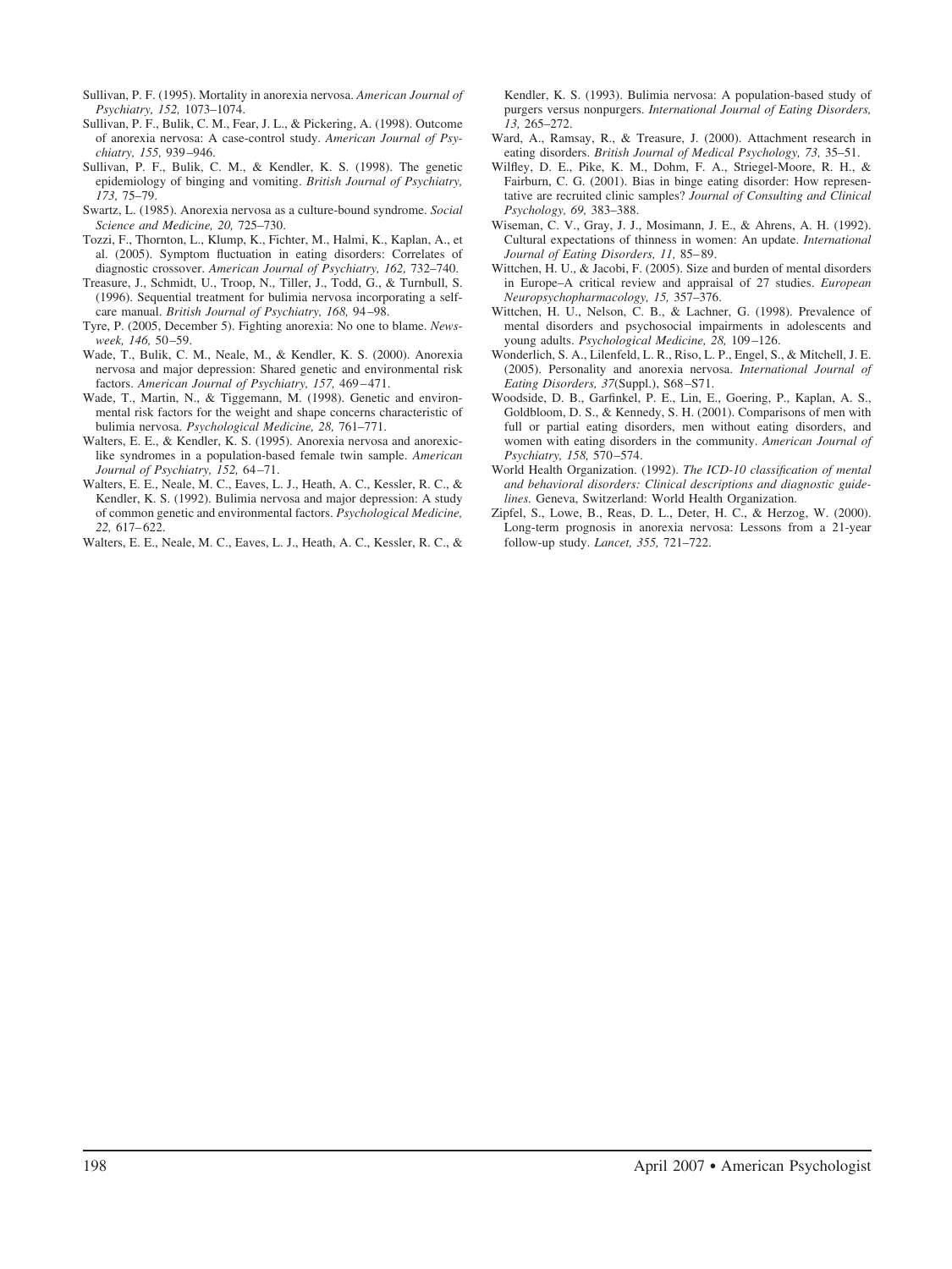Sullivan, P. F. (1995). Mortality in anorexia nervosa. *American Journal of Psychiatry, 152,* 1073–1074.

Sullivan, P. F., Bulik, C. M., Fear, J. L., & Pickering, A. (1998). Outcome of anorexia nervosa: A case-control study. *American Journal of Psychiatry, 155,* 939–946.

Sullivan, P. F., Bulik, C. M., & Kendler, K. S. (1998). The genetic epidemiology of binging and vomiting. *British Journal of Psychiatry, 173,* 75–79.

Swartz, L. (1985). Anorexia nervosa as a culture-bound syndrome. *Social Science and Medicine, 20,* 725–730.

Tozzi, F., Thornton, L., Klump, K., Fichter, M., Halmi, K., Kaplan, A., et al. (2005). Symptom fluctuation in eating disorders: Correlates of diagnostic crossover. *American Journal of Psychiatry, 162,* 732–740.

Treasure, J., Schmidt, U., Troop, N., Tiller, J., Todd, G., & Turnbull, S. (1996). Sequential treatment for bulimia nervosa incorporating a self-care manual. *British Journal of Psychiatry, 168,* 94–98.

Tyre, P. (2005, December 5). Fighting anorexia: No one to blame. *Newsweek, 146,* 50–59.

Wade, T., Bulik, C. M., Neale, M., & Kendler, K. S. (2000). Anorexia nervosa and major depression: Shared genetic and environmental risk factors. *American Journal of Psychiatry, 157,* 469–471.

Wade, T., Martin, N., & Tiggemann, M. (1998). Genetic and environmental risk factors for the weight and shape concerns characteristic of bulimia nervosa. *Psychological Medicine, 28,* 761–771.

Walters, E. E., & Kendler, K. S. (1995). Anorexia nervosa and anorexic-like syndromes in a population-based female twin sample. *American Journal of Psychiatry, 152,* 64–71.

Walters, E. E., Neale, M. C., Eaves, L. J., Heath, A. C., Kessler, R. C., & Kendler, K. S. (1992). Bulimia nervosa and major depression: A study of common genetic and environmental factors. *Psychological Medicine, 22,* 617–622.

Walters, E. E., Neale, M. C., Eaves, L. J., Heath, A. C., Kessler, R. C., & Kendler, K. S. (1993). Bulimia nervosa: A population-based study of purgers versus nonpurgers. *International Journal of Eating Disorders, 13,* 265–272.

Ward, A., Ramsay, R., & Treasure, J. (2000). Attachment research in eating disorders. *British Journal of Medical Psychology, 73,* 35–51.

Wilfley, D. E., Pike, K. M., Dohm, F. A., Striegel-Moore, R. H., & Fairburn, C. G. (2001). Bias in binge eating disorder: How representative are recruited clinic samples? *Journal of Consulting and Clinical Psychology, 69,* 383–388.

Wiseman, C. V., Gray, J. J., Mosimann, J. E., & Ahrens, A. H. (1992). Cultural expectations of thinness in women: An update. *International Journal of Eating Disorders, 11,* 85–89.

Wittchen, H. U., & Jacobi, F. (2005). Size and burden of mental disorders in Europe–A critical review and appraisal of 27 studies. *European Neuropsychopharmacology, 15,* 357–376.

Wittchen, H. U., Nelson, C. B., & Lachner, G. (1998). Prevalence of mental disorders and psychosocial impairments in adolescents and young adults. *Psychological Medicine, 28,* 109–126.

Wonderlich, S. A., Lilenfeld, L. R., Riso, L. P., Engel, S., & Mitchell, J. E. (2005). Personality and anorexia nervosa. *International Journal of Eating Disorders, 37*(Suppl.), S68–S71.

Woodside, D. B., Garfinkel, P. E., Lin, E., Goering, P., Kaplan, A. S., Goldbloom, D. S., & Kennedy, S. H. (2001). Comparisons of men with full or partial eating disorders, men without eating disorders, and women with eating disorders in the community. *American Journal of Psychiatry, 158,* 570–574.

World Health Organization. (1992). *The ICD-10 classification of mental and behavioral disorders: Clinical descriptions and diagnostic guidelines.* Geneva, Switzerland: World Health Organization.

Zipfel, S., Lowe, B., Reas, D. L., Deter, H. C., & Herzog, W. (2000). Long-term prognosis in anorexia nervosa: Lessons from a 21-year follow-up study. *Lancet, 355,* 721–722.